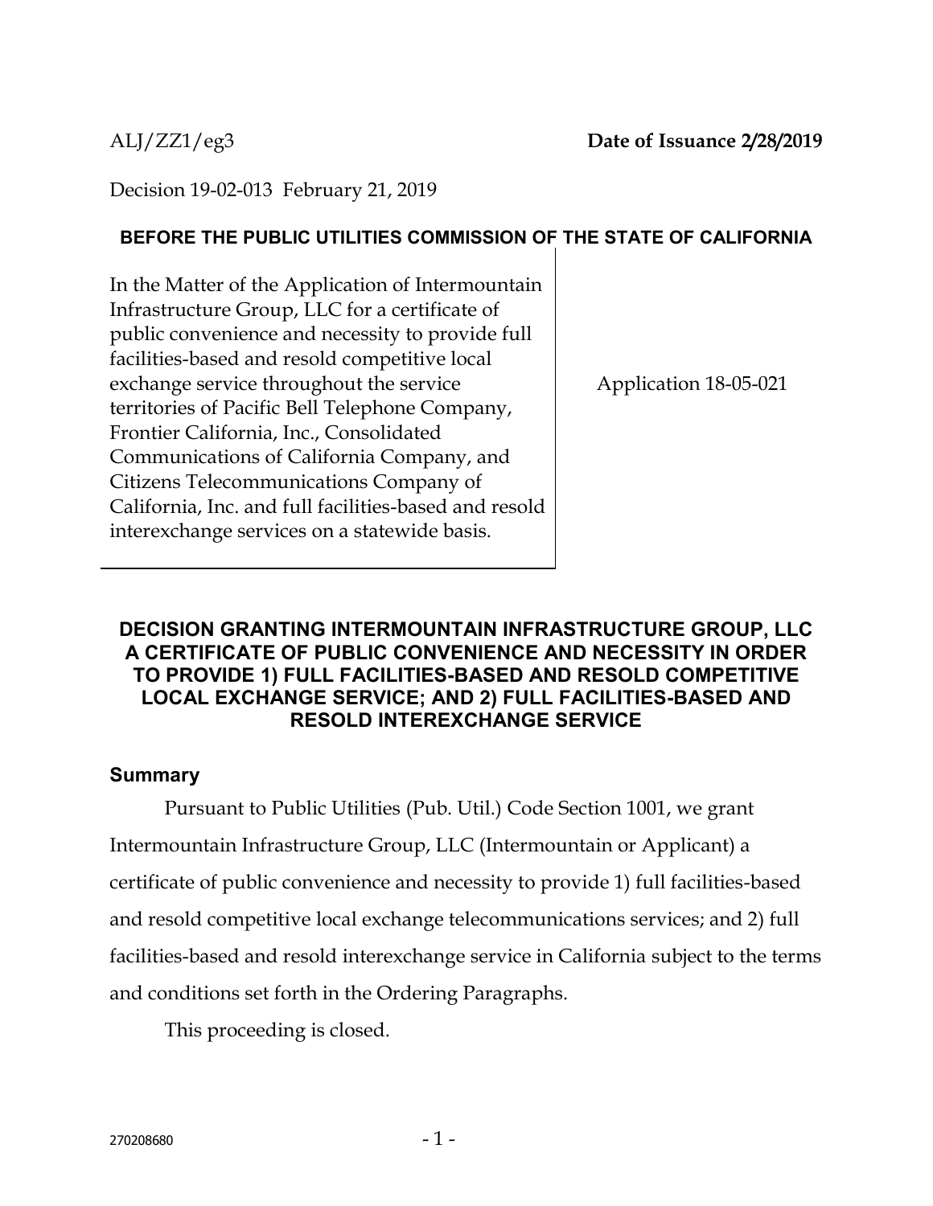ALJ/ZZ1/eg3 **Date of Issuance 2/28/2019**

Decision 19-02-013 February 21, 2019

**BEFORE THE PUBLIC UTILITIES COMMISSION OF THE STATE OF CALIFORNIA**

| In the Matter of the Application of Intermountain Infrastructure Group, LLC for a certificate of public convenience and necessity to provide full facilities-based and resold competitive local exchange service throughout the service territories of Pacific Bell Telephone Company, Frontier California, Inc., Consolidated Communications of California Company, and Citizens Telecommunications Company of California, Inc. and full facilities-based and resold interexchange services on a statewide basis. | Application 18-05-021 |
|---|---|

## DECISION GRANTING INTERMOUNTAIN INFRASTRUCTURE GROUP, LLC A CERTIFICATE OF PUBLIC CONVENIENCE AND NECESSITY IN ORDER TO PROVIDE 1) FULL FACILITIES-BASED AND RESOLD COMPETITIVE LOCAL EXCHANGE SERVICE; AND 2) FULL FACILITIES-BASED AND RESOLD INTEREXCHANGE SERVICE

### Summary

Pursuant to Public Utilities (Pub. Util.) Code Section 1001, we grant Intermountain Infrastructure Group, LLC (Intermountain or Applicant) a certificate of public convenience and necessity to provide 1) full facilities-based and resold competitive local exchange telecommunications services; and 2) full facilities-based and resold interexchange service in California subject to the terms and conditions set forth in the Ordering Paragraphs.

This proceeding is closed.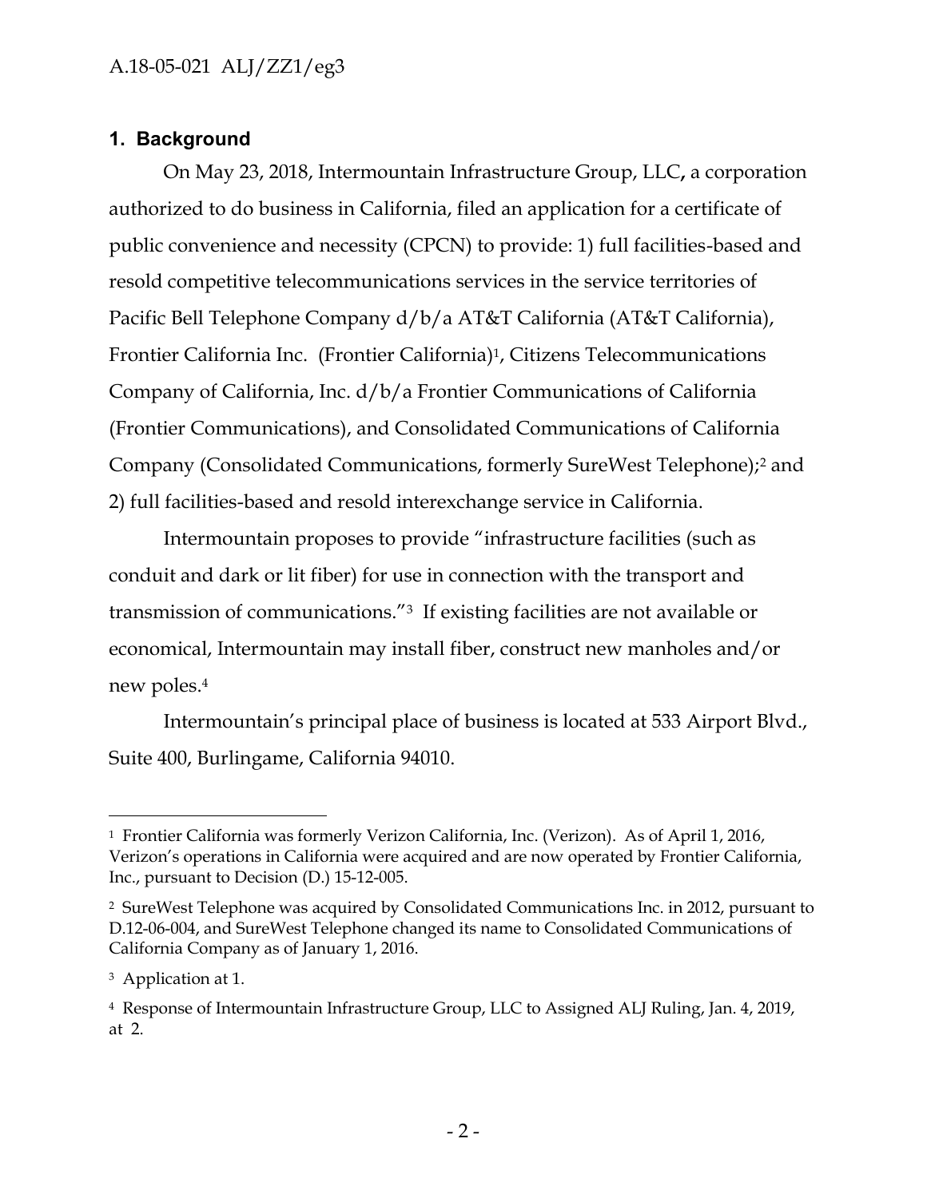## 1. Background

On May 23, 2018, Intermountain Infrastructure Group, LLC**,** a corporation authorized to do business in California, filed an application for a certificate of public convenience and necessity (CPCN) to provide: 1) full facilities-based and resold competitive telecommunications services in the service territories of Pacific Bell Telephone Company d/b/a AT&T California (AT&T California), Frontier California Inc. (Frontier California)[1], Citizens Telecommunications Company of California, Inc. d/b/a Frontier Communications of California (Frontier Communications), and Consolidated Communications of California Company (Consolidated Communications, formerly SureWest Telephone);[2] and 2) full facilities-based and resold interexchange service in California.

Intermountain proposes to provide "infrastructure facilities (such as conduit and dark or lit fiber) for use in connection with the transport and transmission of communications."[3] If existing facilities are not available or economical, Intermountain may install fiber, construct new manholes and/or new poles.[4]

Intermountain's principal place of business is located at 533 Airport Blvd., Suite 400, Burlingame, California 94010.

---

[1] Frontier California was formerly Verizon California, Inc. (Verizon). As of April 1, 2016, Verizon's operations in California were acquired and are now operated by Frontier California, Inc., pursuant to Decision (D.) 15-12-005.

[2] SureWest Telephone was acquired by Consolidated Communications Inc. in 2012, pursuant to D.12-06-004, and SureWest Telephone changed its name to Consolidated Communications of California Company as of January 1, 2016.

[3] Application at 1.

[4] Response of Intermountain Infrastructure Group, LLC to Assigned ALJ Ruling, Jan. 4, 2019, at 2.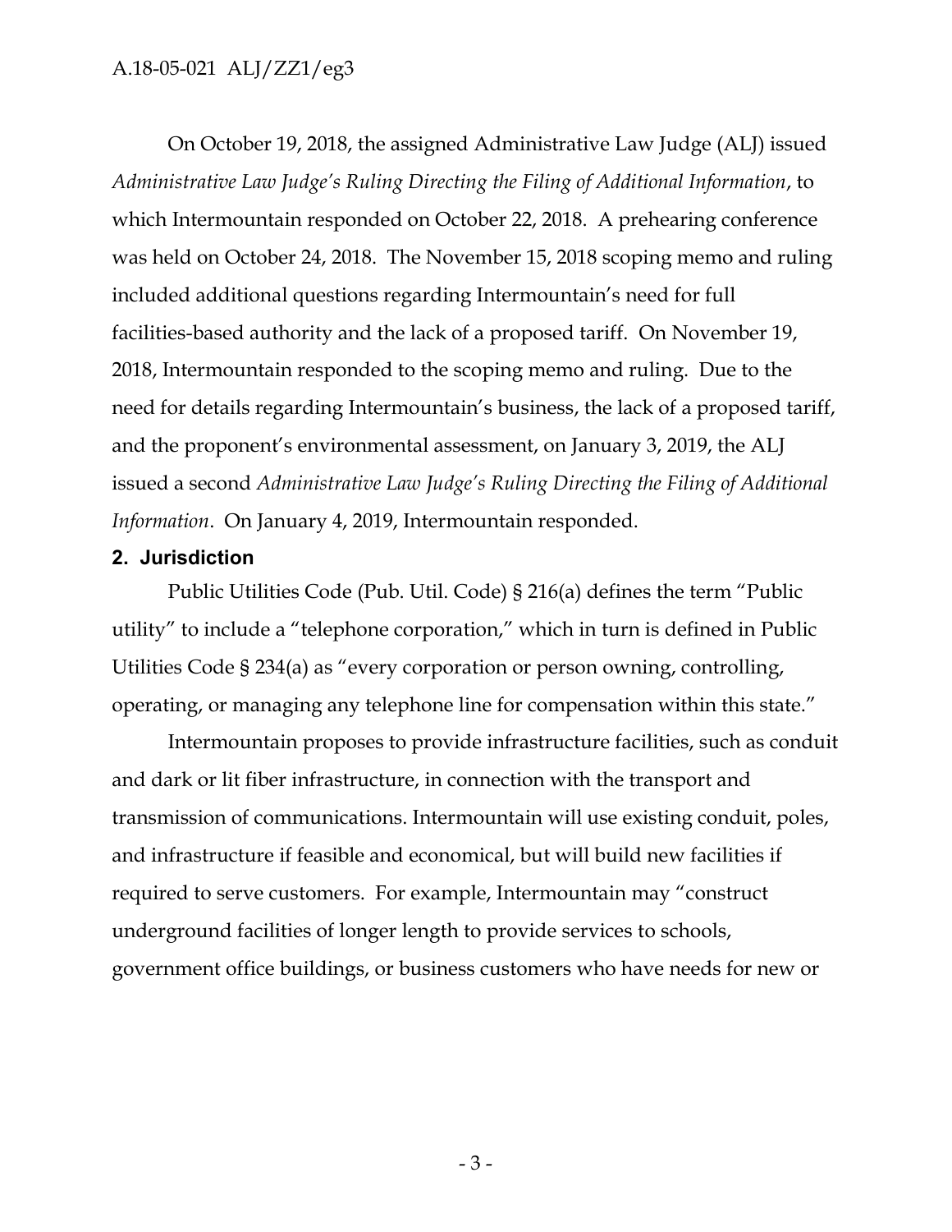On October 19, 2018, the assigned Administrative Law Judge (ALJ) issued *Administrative Law Judge's Ruling Directing the Filing of Additional Information*, to which Intermountain responded on October 22, 2018. A prehearing conference was held on October 24, 2018. The November 15, 2018 scoping memo and ruling included additional questions regarding Intermountain's need for full facilities-based authority and the lack of a proposed tariff. On November 19, 2018, Intermountain responded to the scoping memo and ruling. Due to the need for details regarding Intermountain's business, the lack of a proposed tariff, and the proponent's environmental assessment, on January 3, 2019, the ALJ issued a second *Administrative Law Judge's Ruling Directing the Filing of Additional Information*. On January 4, 2019, Intermountain responded.

## 2. Jurisdiction

Public Utilities Code (Pub. Util. Code) § 216(a) defines the term "Public utility" to include a "telephone corporation," which in turn is defined in Public Utilities Code § 234(a) as "every corporation or person owning, controlling, operating, or managing any telephone line for compensation within this state."

Intermountain proposes to provide infrastructure facilities, such as conduit and dark or lit fiber infrastructure, in connection with the transport and transmission of communications. Intermountain will use existing conduit, poles, and infrastructure if feasible and economical, but will build new facilities if required to serve customers. For example, Intermountain may "construct underground facilities of longer length to provide services to schools, government office buildings, or business customers who have needs for new or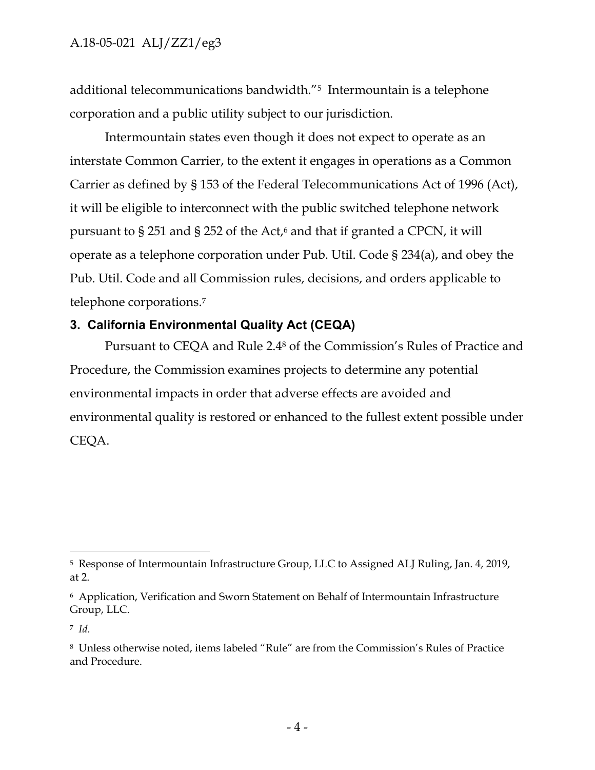additional telecommunications bandwidth."[5] Intermountain is a telephone corporation and a public utility subject to our jurisdiction.

Intermountain states even though it does not expect to operate as an interstate Common Carrier, to the extent it engages in operations as a Common Carrier as defined by § 153 of the Federal Telecommunications Act of 1996 (Act), it will be eligible to interconnect with the public switched telephone network pursuant to § 251 and § 252 of the Act,[6] and that if granted a CPCN, it will operate as a telephone corporation under Pub. Util. Code § 234(a), and obey the Pub. Util. Code and all Commission rules, decisions, and orders applicable to telephone corporations.[7]

## 3. California Environmental Quality Act (CEQA)

Pursuant to CEQA and Rule 2.4[8] of the Commission's Rules of Practice and Procedure, the Commission examines projects to determine any potential environmental impacts in order that adverse effects are avoided and environmental quality is restored or enhanced to the fullest extent possible under CEQA.

---

[5] Response of Intermountain Infrastructure Group, LLC to Assigned ALJ Ruling, Jan. 4, 2019, at 2.

[6] Application, Verification and Sworn Statement on Behalf of Intermountain Infrastructure Group, LLC.

[7] *Id.*

[8] Unless otherwise noted, items labeled "Rule" are from the Commission's Rules of Practice and Procedure.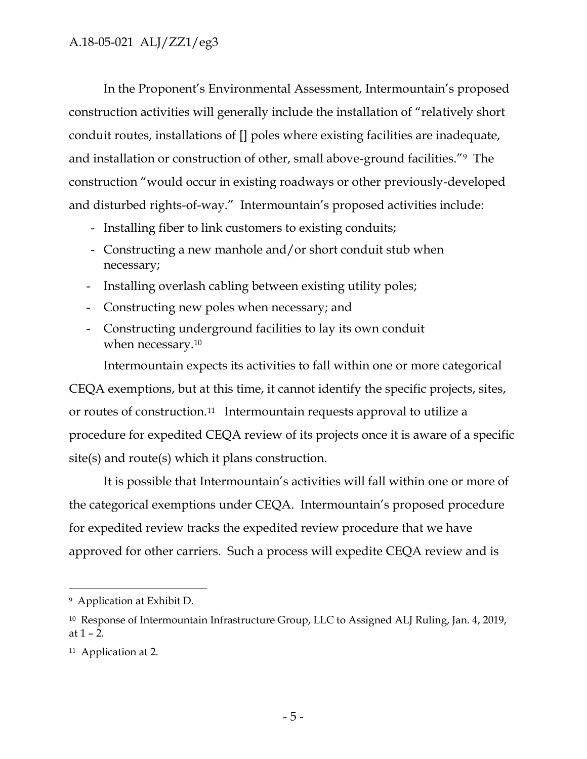In the Proponent's Environmental Assessment, Intermountain's proposed construction activities will generally include the installation of "relatively short conduit routes, installations of [] poles where existing facilities are inadequate, and installation or construction of other, small above-ground facilities."[9] The construction "would occur in existing roadways or other previously-developed and disturbed rights-of-way." Intermountain's proposed activities include:

- Installing fiber to link customers to existing conduits;
- Constructing a new manhole and/or short conduit stub when necessary;
- Installing overlash cabling between existing utility poles;
- Constructing new poles when necessary; and
- Constructing underground facilities to lay its own conduit when necessary.[10]

Intermountain expects its activities to fall within one or more categorical CEQA exemptions, but at this time, it cannot identify the specific projects, sites, or routes of construction.[11] Intermountain requests approval to utilize a procedure for expedited CEQA review of its projects once it is aware of a specific site(s) and route(s) which it plans construction.

It is possible that Intermountain's activities will fall within one or more of the categorical exemptions under CEQA. Intermountain's proposed procedure for expedited review tracks the expedited review procedure that we have approved for other carriers. Such a process will expedite CEQA review and is

---

[9] Application at Exhibit D.

[10] Response of Intermountain Infrastructure Group, LLC to Assigned ALJ Ruling, Jan. 4, 2019, at 1 – 2.

[11] Application at 2.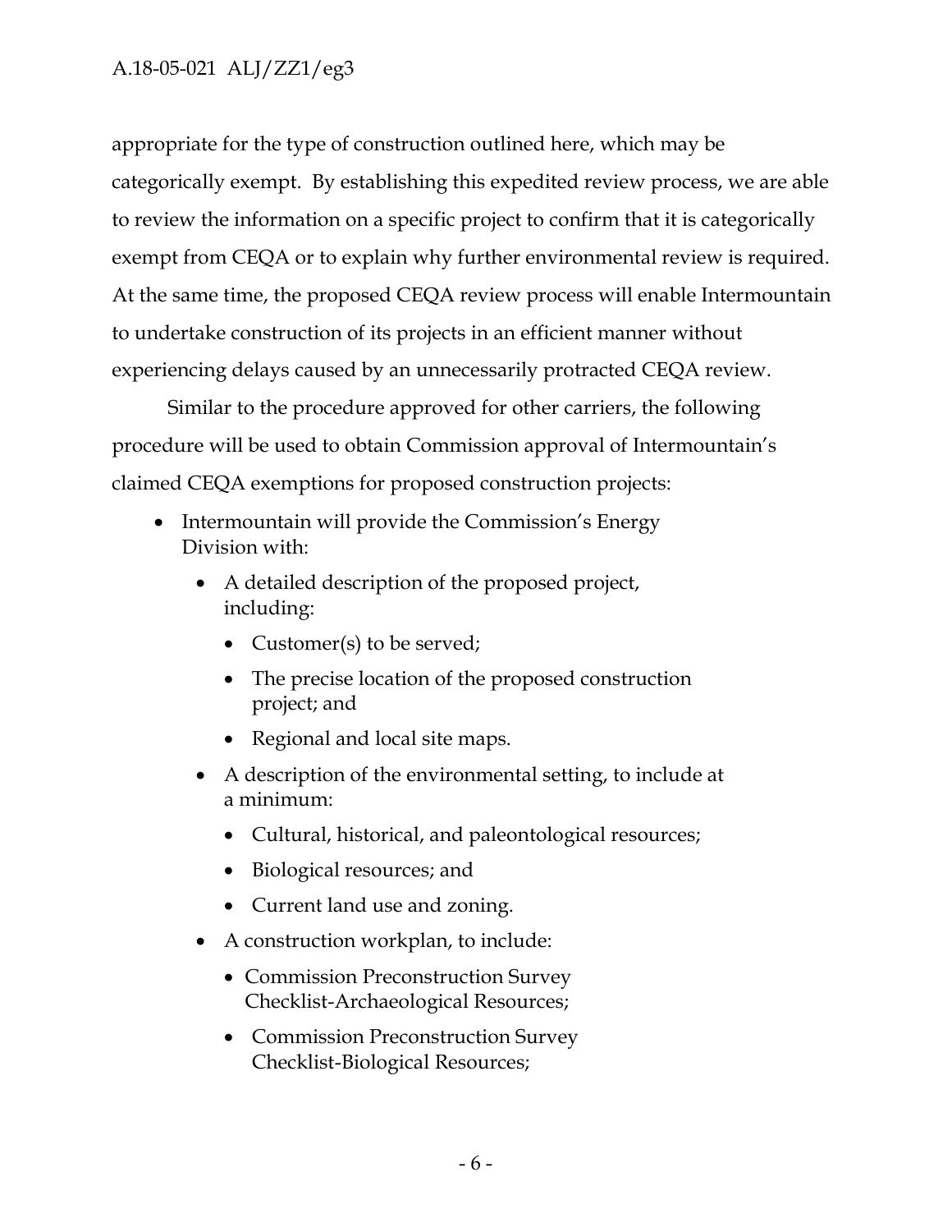appropriate for the type of construction outlined here, which may be categorically exempt. By establishing this expedited review process, we are able to review the information on a specific project to confirm that it is categorically exempt from CEQA or to explain why further environmental review is required. At the same time, the proposed CEQA review process will enable Intermountain to undertake construction of its projects in an efficient manner without experiencing delays caused by an unnecessarily protracted CEQA review.

Similar to the procedure approved for other carriers, the following procedure will be used to obtain Commission approval of Intermountain's claimed CEQA exemptions for proposed construction projects:

- Intermountain will provide the Commission's Energy Division with:
  - A detailed description of the proposed project, including:
    - Customer(s) to be served;
    - The precise location of the proposed construction project; and
    - Regional and local site maps.
  - A description of the environmental setting, to include at a minimum:
    - Cultural, historical, and paleontological resources;
    - Biological resources; and
    - Current land use and zoning.
  - A construction workplan, to include:
    - Commission Preconstruction Survey Checklist-Archaeological Resources;
    - Commission Preconstruction Survey Checklist-Biological Resources;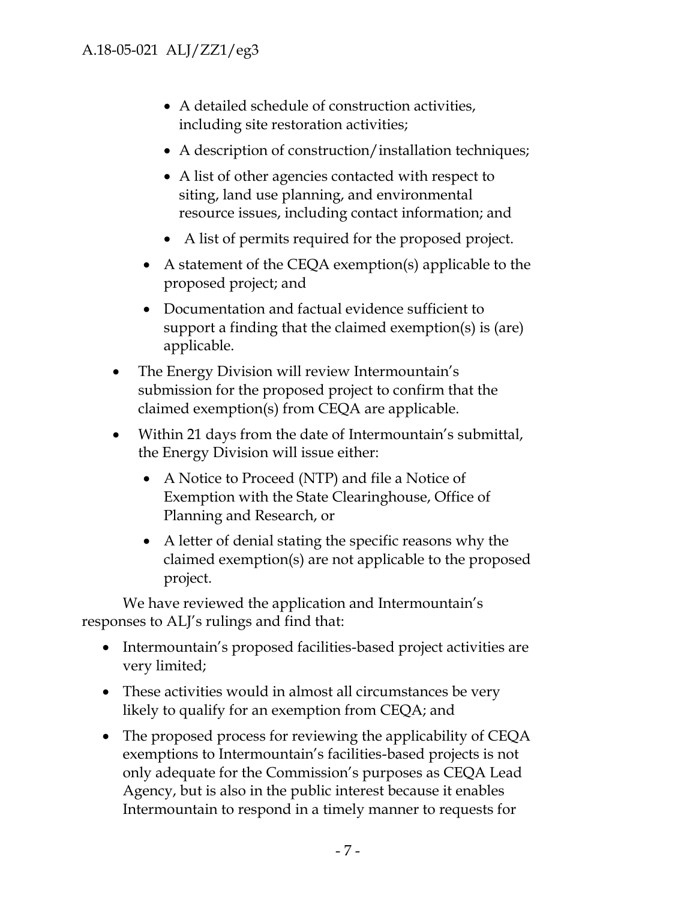- A detailed schedule of construction activities, including site restoration activities;
    - A description of construction/installation techniques;
    - A list of other agencies contacted with respect to siting, land use planning, and environmental resource issues, including contact information; and
    - A list of permits required for the proposed project.
  - A statement of the CEQA exemption(s) applicable to the proposed project; and
  - Documentation and factual evidence sufficient to support a finding that the claimed exemption(s) is (are) applicable.
- The Energy Division will review Intermountain's submission for the proposed project to confirm that the claimed exemption(s) from CEQA are applicable.
- Within 21 days from the date of Intermountain's submittal, the Energy Division will issue either:
  - A Notice to Proceed (NTP) and file a Notice of Exemption with the State Clearinghouse, Office of Planning and Research, or
  - A letter of denial stating the specific reasons why the claimed exemption(s) are not applicable to the proposed project.

We have reviewed the application and Intermountain's responses to ALJ's rulings and find that:

- Intermountain's proposed facilities-based project activities are very limited;
- These activities would in almost all circumstances be very likely to qualify for an exemption from CEQA; and
- The proposed process for reviewing the applicability of CEQA exemptions to Intermountain's facilities-based projects is not only adequate for the Commission's purposes as CEQA Lead Agency, but is also in the public interest because it enables Intermountain to respond in a timely manner to requests for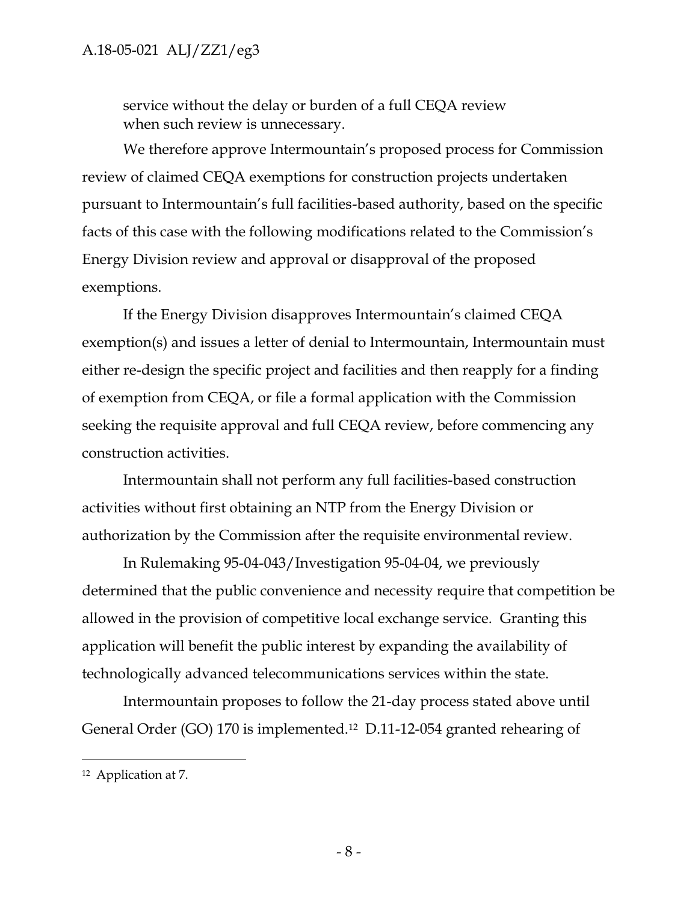service without the delay or burden of a full CEQA review when such review is unnecessary.

We therefore approve Intermountain's proposed process for Commission review of claimed CEQA exemptions for construction projects undertaken pursuant to Intermountain's full facilities-based authority, based on the specific facts of this case with the following modifications related to the Commission's Energy Division review and approval or disapproval of the proposed exemptions.

If the Energy Division disapproves Intermountain's claimed CEQA exemption(s) and issues a letter of denial to Intermountain, Intermountain must either re-design the specific project and facilities and then reapply for a finding of exemption from CEQA, or file a formal application with the Commission seeking the requisite approval and full CEQA review, before commencing any construction activities.

Intermountain shall not perform any full facilities-based construction activities without first obtaining an NTP from the Energy Division or authorization by the Commission after the requisite environmental review.

In Rulemaking 95-04-043/Investigation 95-04-04, we previously determined that the public convenience and necessity require that competition be allowed in the provision of competitive local exchange service. Granting this application will benefit the public interest by expanding the availability of technologically advanced telecommunications services within the state.

Intermountain proposes to follow the 21-day process stated above until General Order (GO) 170 is implemented.[12] D.11-12-054 granted rehearing of

---

[12] Application at 7.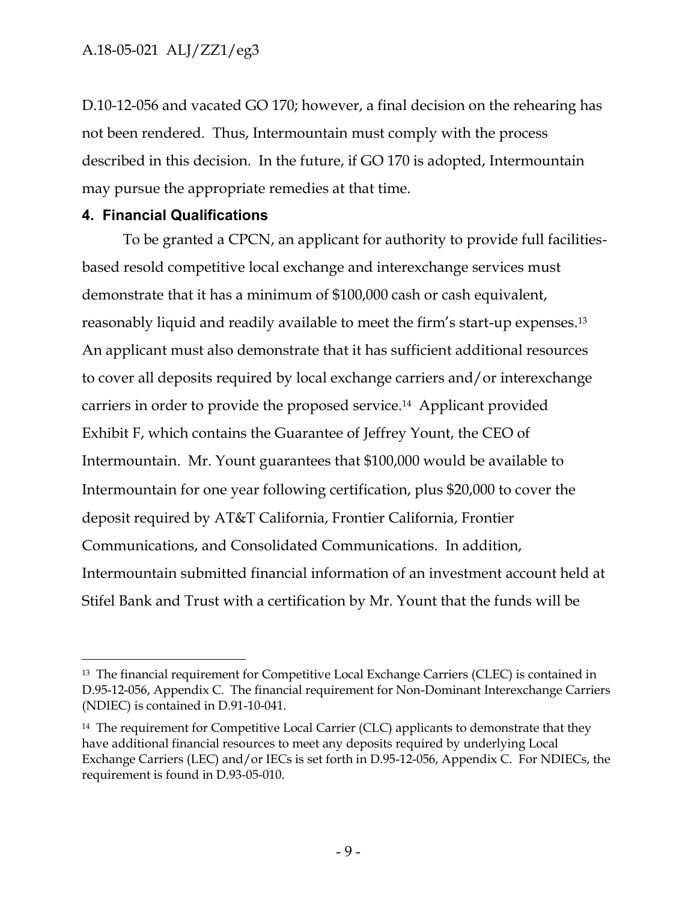D.10-12-056 and vacated GO 170; however, a final decision on the rehearing has not been rendered. Thus, Intermountain must comply with the process described in this decision. In the future, if GO 170 is adopted, Intermountain may pursue the appropriate remedies at that time.

## 4. Financial Qualifications

To be granted a CPCN, an applicant for authority to provide full facilities-based resold competitive local exchange and interexchange services must demonstrate that it has a minimum of $100,000 cash or cash equivalent, reasonably liquid and readily available to meet the firm's start-up expenses.[13] An applicant must also demonstrate that it has sufficient additional resources to cover all deposits required by local exchange carriers and/or interexchange carriers in order to provide the proposed service.[14] Applicant provided Exhibit F, which contains the Guarantee of Jeffrey Yount, the CEO of Intermountain. Mr. Yount guarantees that $100,000 would be available to Intermountain for one year following certification, plus $20,000 to cover the deposit required by AT&T California, Frontier California, Frontier Communications, and Consolidated Communications. In addition, Intermountain submitted financial information of an investment account held at Stifel Bank and Trust with a certification by Mr. Yount that the funds will be

---

[13] The financial requirement for Competitive Local Exchange Carriers (CLEC) is contained in D.95-12-056, Appendix C. The financial requirement for Non-Dominant Interexchange Carriers (NDIEC) is contained in D.91-10-041.

[14] The requirement for Competitive Local Carrier (CLC) applicants to demonstrate that they have additional financial resources to meet any deposits required by underlying Local Exchange Carriers (LEC) and/or IECs is set forth in D.95-12-056, Appendix C. For NDIECs, the requirement is found in D.93-05-010.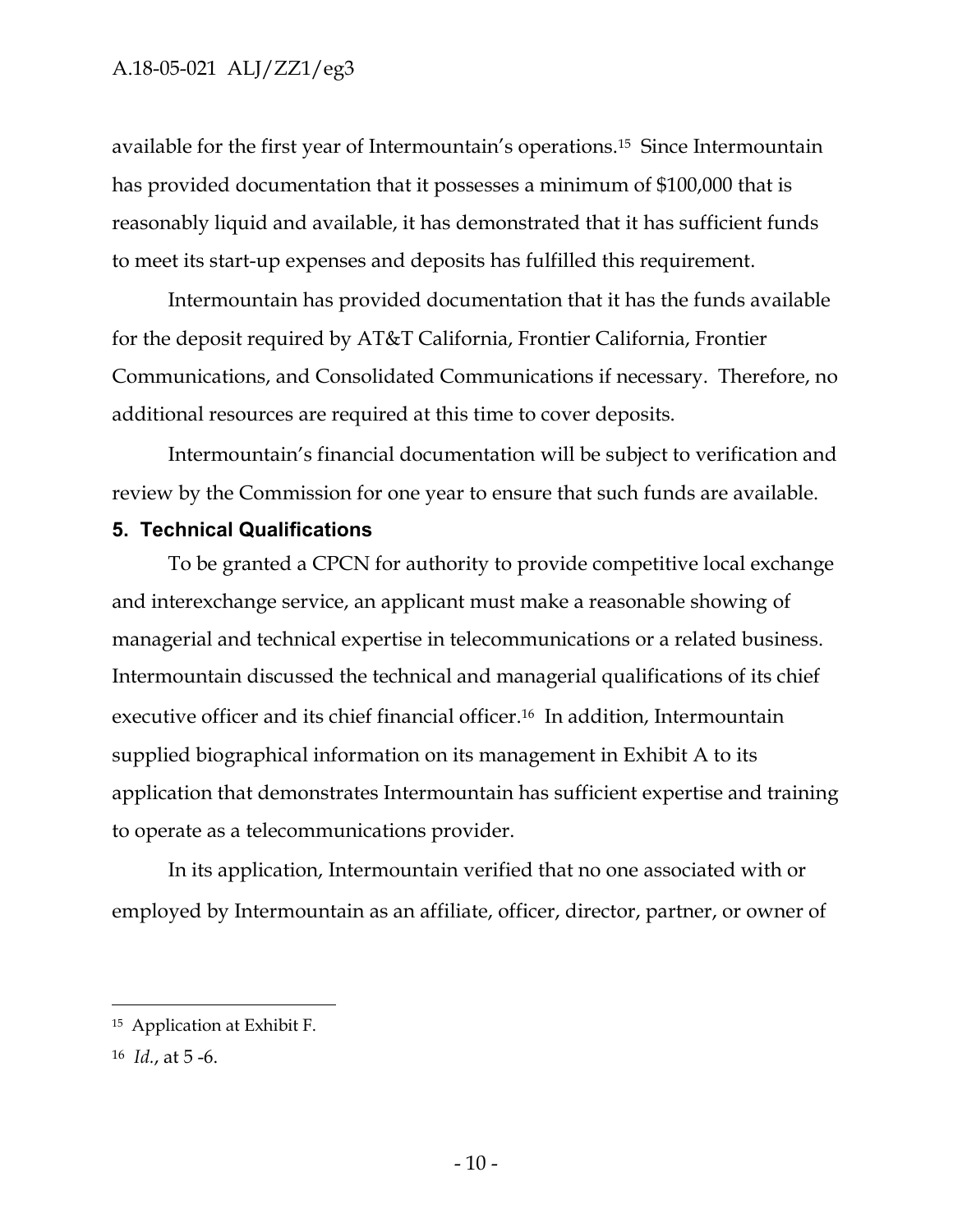available for the first year of Intermountain's operations.[15] Since Intermountain has provided documentation that it possesses a minimum of $100,000 that is reasonably liquid and available, it has demonstrated that it has sufficient funds to meet its start-up expenses and deposits has fulfilled this requirement.

Intermountain has provided documentation that it has the funds available for the deposit required by AT&T California, Frontier California, Frontier Communications, and Consolidated Communications if necessary. Therefore, no additional resources are required at this time to cover deposits.

Intermountain's financial documentation will be subject to verification and review by the Commission for one year to ensure that such funds are available.

## 5. Technical Qualifications

To be granted a CPCN for authority to provide competitive local exchange and interexchange service, an applicant must make a reasonable showing of managerial and technical expertise in telecommunications or a related business. Intermountain discussed the technical and managerial qualifications of its chief executive officer and its chief financial officer.[16] In addition, Intermountain supplied biographical information on its management in Exhibit A to its application that demonstrates Intermountain has sufficient expertise and training to operate as a telecommunications provider.

In its application, Intermountain verified that no one associated with or employed by Intermountain as an affiliate, officer, director, partner, or owner of

---

[15] Application at Exhibit F.

[16] *Id.*, at 5 -6.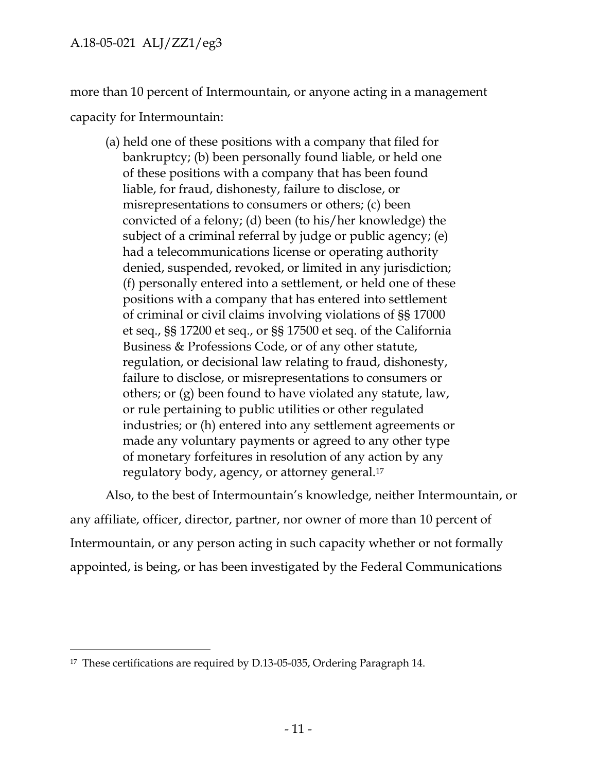more than 10 percent of Intermountain, or anyone acting in a management capacity for Intermountain:

> (a) held one of these positions with a company that filed for bankruptcy; (b) been personally found liable, or held one of these positions with a company that has been found liable, for fraud, dishonesty, failure to disclose, or misrepresentations to consumers or others; (c) been convicted of a felony; (d) been (to his/her knowledge) the subject of a criminal referral by judge or public agency; (e) had a telecommunications license or operating authority denied, suspended, revoked, or limited in any jurisdiction; (f) personally entered into a settlement, or held one of these positions with a company that has entered into settlement of criminal or civil claims involving violations of §§ 17000 et seq., §§ 17200 et seq., or §§ 17500 et seq. of the California Business & Professions Code, or of any other statute, regulation, or decisional law relating to fraud, dishonesty, failure to disclose, or misrepresentations to consumers or others; or (g) been found to have violated any statute, law, or rule pertaining to public utilities or other regulated industries; or (h) entered into any settlement agreements or made any voluntary payments or agreed to any other type of monetary forfeitures in resolution of any action by any regulatory body, agency, or attorney general.[17]

Also, to the best of Intermountain's knowledge, neither Intermountain, or any affiliate, officer, director, partner, nor owner of more than 10 percent of Intermountain, or any person acting in such capacity whether or not formally appointed, is being, or has been investigated by the Federal Communications

---

[17] These certifications are required by D.13-05-035, Ordering Paragraph 14.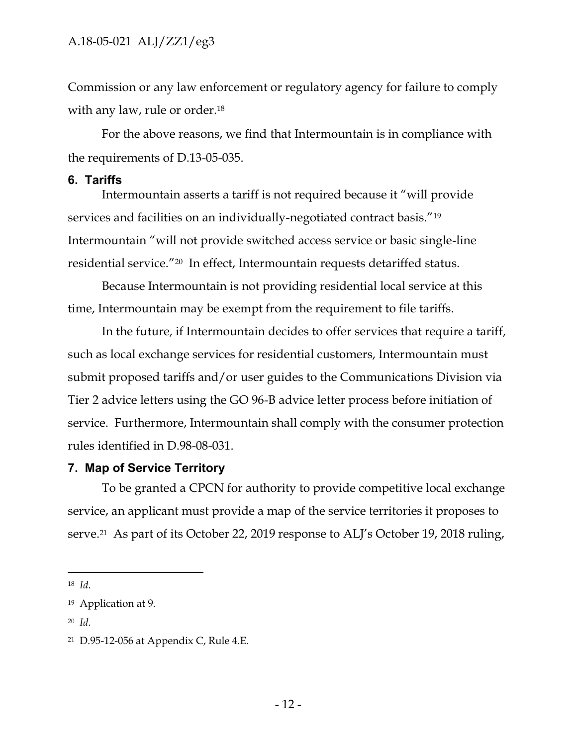Commission or any law enforcement or regulatory agency for failure to comply with any law, rule or order.[18]

For the above reasons, we find that Intermountain is in compliance with the requirements of D.13-05-035.

## 6. Tariffs

Intermountain asserts a tariff is not required because it "will provide services and facilities on an individually-negotiated contract basis."[19] Intermountain "will not provide switched access service or basic single-line residential service."[20] In effect, Intermountain requests detariffed status.

Because Intermountain is not providing residential local service at this time, Intermountain may be exempt from the requirement to file tariffs.

In the future, if Intermountain decides to offer services that require a tariff, such as local exchange services for residential customers, Intermountain must submit proposed tariffs and/or user guides to the Communications Division via Tier 2 advice letters using the GO 96-B advice letter process before initiation of service. Furthermore, Intermountain shall comply with the consumer protection rules identified in D.98-08-031.

## 7. Map of Service Territory

To be granted a CPCN for authority to provide competitive local exchange service, an applicant must provide a map of the service territories it proposes to serve.[21] As part of its October 22, 2019 response to ALJ's October 19, 2018 ruling,

---

[18] *Id*.

[19] Application at 9.

[20] *Id.*

[21] D.95-12-056 at Appendix C, Rule 4.E.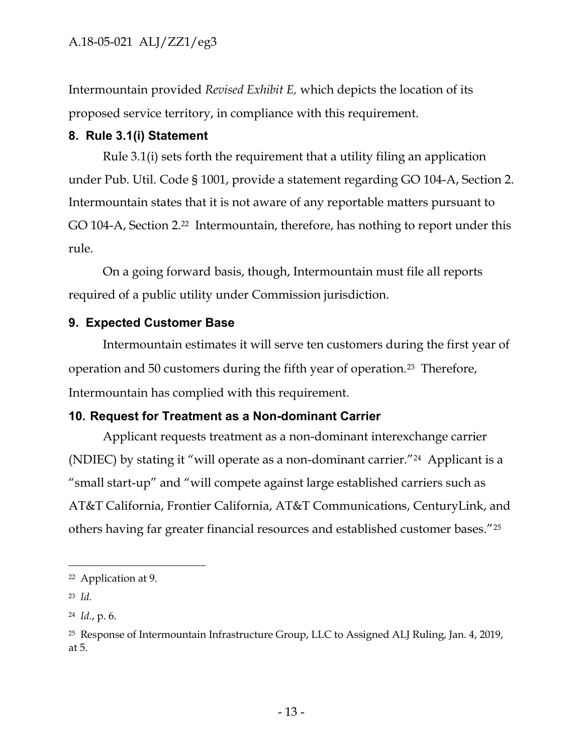Intermountain provided *Revised Exhibit E,* which depicts the location of its proposed service territory, in compliance with this requirement.

## 8. Rule 3.1(i) Statement

Rule 3.1(i) sets forth the requirement that a utility filing an application under Pub. Util. Code § 1001, provide a statement regarding GO 104-A, Section 2. Intermountain states that it is not aware of any reportable matters pursuant to GO 104-A, Section 2.[22] Intermountain, therefore, has nothing to report under this rule.

On a going forward basis, though, Intermountain must file all reports required of a public utility under Commission jurisdiction.

## 9. Expected Customer Base

Intermountain estimates it will serve ten customers during the first year of operation and 50 customers during the fifth year of operation.[23] Therefore, Intermountain has complied with this requirement.

## 10. Request for Treatment as a Non-dominant Carrier

Applicant requests treatment as a non-dominant interexchange carrier (NDIEC) by stating it "will operate as a non-dominant carrier."[24] Applicant is a "small start-up" and "will compete against large established carriers such as AT&T California, Frontier California, AT&T Communications, CenturyLink, and others having far greater financial resources and established customer bases."[25]

---

[22] Application at 9.

[23] *Id.*

[24] *Id.*, p. 6.

[25] Response of Intermountain Infrastructure Group, LLC to Assigned ALJ Ruling, Jan. 4, 2019, at 5.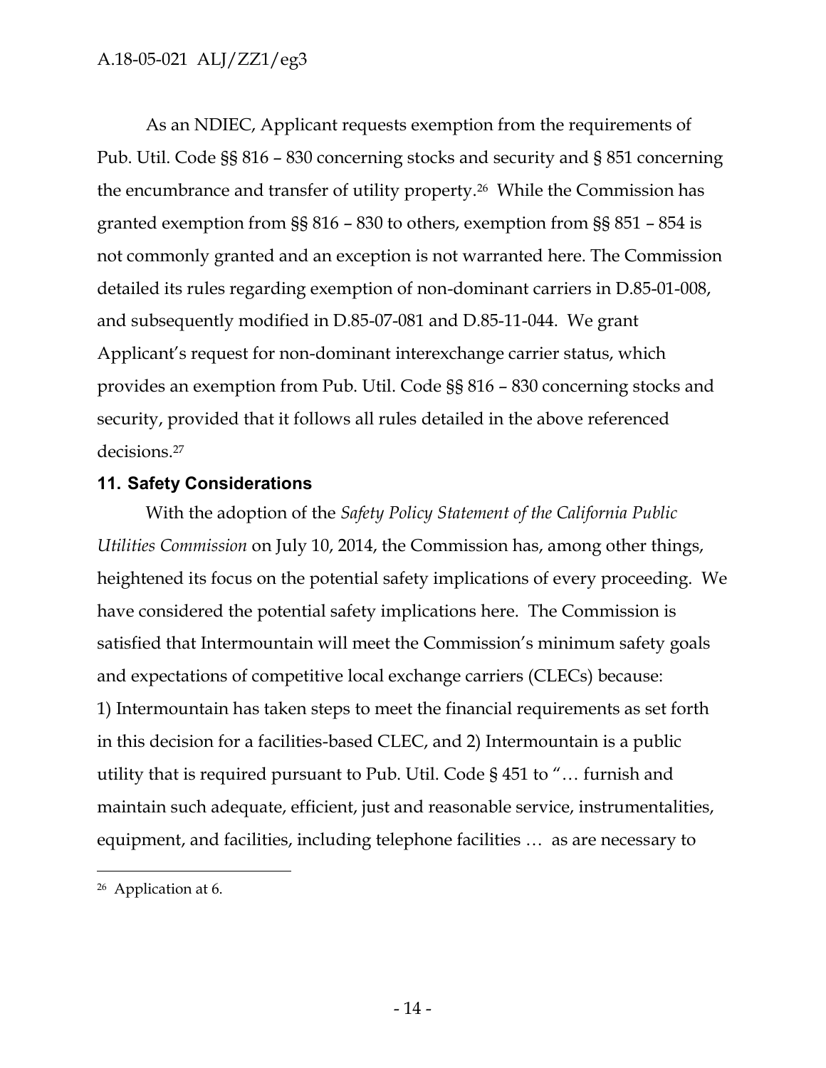As an NDIEC, Applicant requests exemption from the requirements of Pub. Util. Code §§ 816 – 830 concerning stocks and security and § 851 concerning the encumbrance and transfer of utility property.[26] While the Commission has granted exemption from §§ 816 – 830 to others, exemption from §§ 851 – 854 is not commonly granted and an exception is not warranted here. The Commission detailed its rules regarding exemption of non-dominant carriers in D.85-01-008, and subsequently modified in D.85-07-081 and D.85-11-044. We grant Applicant's request for non-dominant interexchange carrier status, which provides an exemption from Pub. Util. Code §§ 816 – 830 concerning stocks and security, provided that it follows all rules detailed in the above referenced decisions.[27]

## 11. Safety Considerations

With the adoption of the *Safety Policy Statement of the California Public Utilities Commission* on July 10, 2014, the Commission has, among other things, heightened its focus on the potential safety implications of every proceeding. We have considered the potential safety implications here. The Commission is satisfied that Intermountain will meet the Commission's minimum safety goals and expectations of competitive local exchange carriers (CLECs) because: 1) Intermountain has taken steps to meet the financial requirements as set forth in this decision for a facilities-based CLEC, and 2) Intermountain is a public utility that is required pursuant to Pub. Util. Code § 451 to "… furnish and maintain such adequate, efficient, just and reasonable service, instrumentalities, equipment, and facilities, including telephone facilities … as are necessary to

---

[26] Application at 6.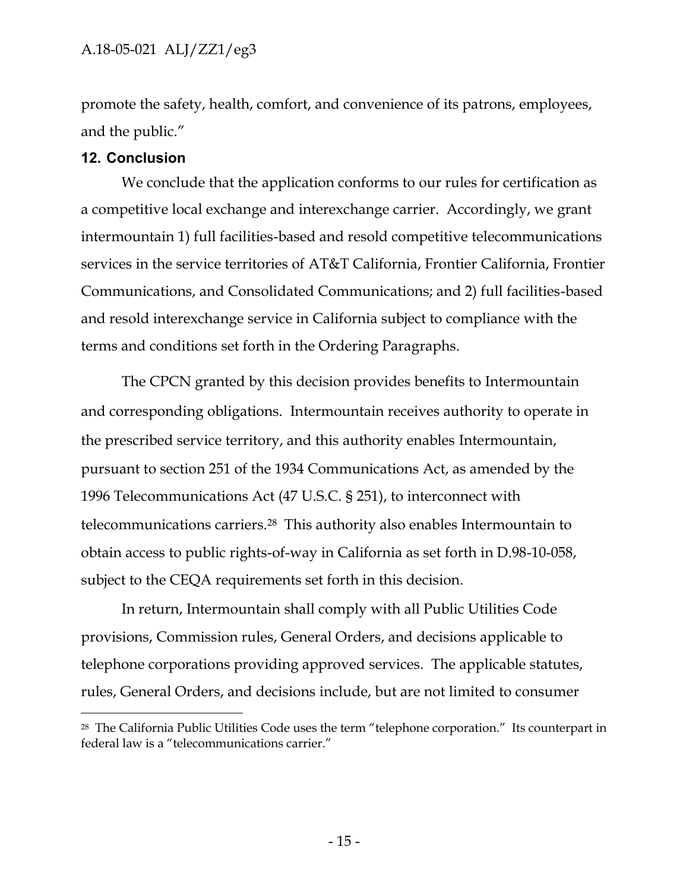promote the safety, health, comfort, and convenience of its patrons, employees, and the public."

## 12. Conclusion

We conclude that the application conforms to our rules for certification as a competitive local exchange and interexchange carrier. Accordingly, we grant intermountain 1) full facilities-based and resold competitive telecommunications services in the service territories of AT&T California, Frontier California, Frontier Communications, and Consolidated Communications; and 2) full facilities-based and resold interexchange service in California subject to compliance with the terms and conditions set forth in the Ordering Paragraphs.

The CPCN granted by this decision provides benefits to Intermountain and corresponding obligations. Intermountain receives authority to operate in the prescribed service territory, and this authority enables Intermountain, pursuant to section 251 of the 1934 Communications Act, as amended by the 1996 Telecommunications Act (47 U.S.C. § 251), to interconnect with telecommunications carriers.[28] This authority also enables Intermountain to obtain access to public rights-of-way in California as set forth in D.98-10-058, subject to the CEQA requirements set forth in this decision.

In return, Intermountain shall comply with all Public Utilities Code provisions, Commission rules, General Orders, and decisions applicable to telephone corporations providing approved services. The applicable statutes, rules, General Orders, and decisions include, but are not limited to consumer

---

[28] The California Public Utilities Code uses the term "telephone corporation." Its counterpart in federal law is a "telecommunications carrier."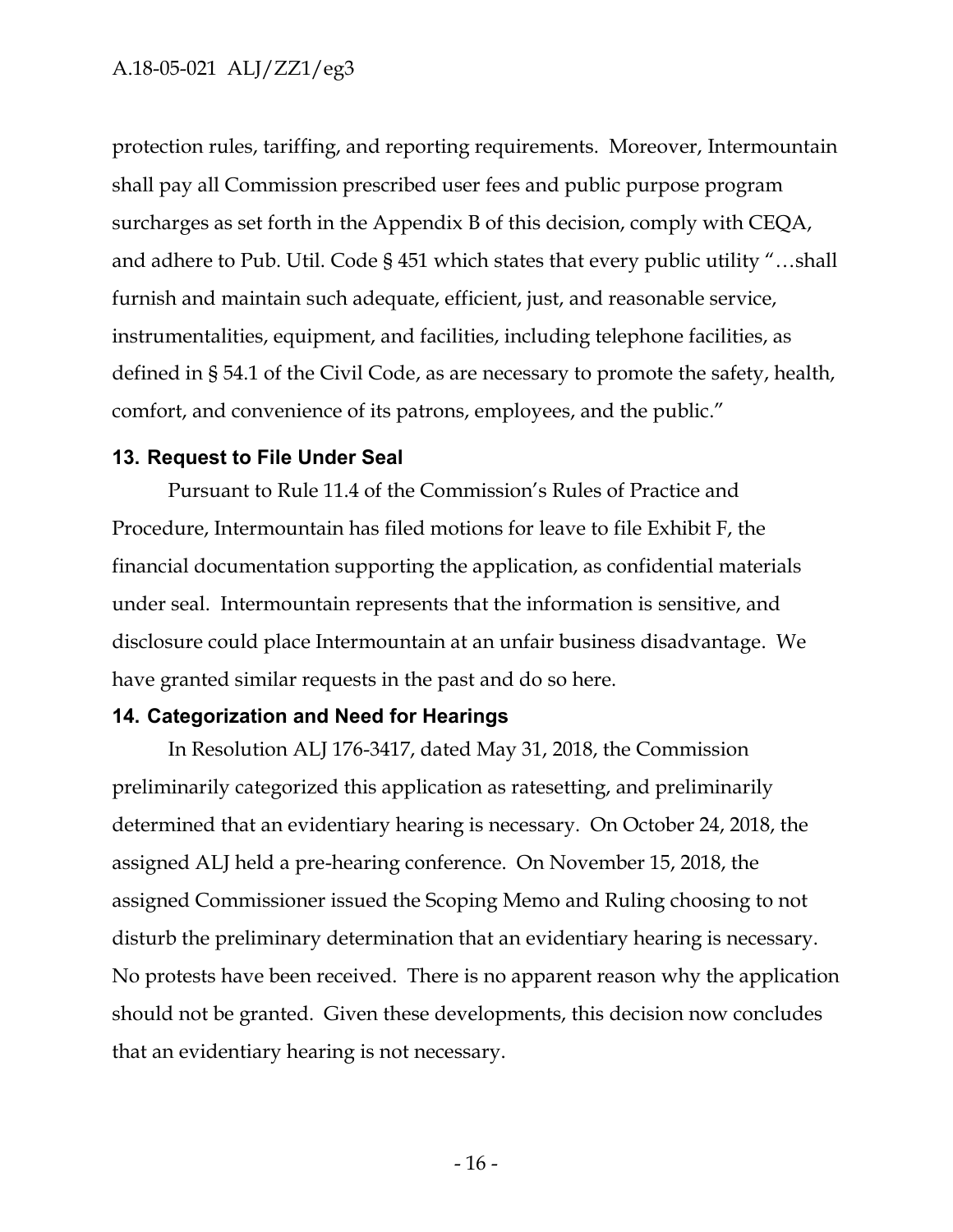protection rules, tariffing, and reporting requirements. Moreover, Intermountain shall pay all Commission prescribed user fees and public purpose program surcharges as set forth in the Appendix B of this decision, comply with CEQA, and adhere to Pub. Util. Code § 451 which states that every public utility "…shall furnish and maintain such adequate, efficient, just, and reasonable service, instrumentalities, equipment, and facilities, including telephone facilities, as defined in § 54.1 of the Civil Code, as are necessary to promote the safety, health, comfort, and convenience of its patrons, employees, and the public."

## 13. Request to File Under Seal

Pursuant to Rule 11.4 of the Commission's Rules of Practice and Procedure, Intermountain has filed motions for leave to file Exhibit F, the financial documentation supporting the application, as confidential materials under seal. Intermountain represents that the information is sensitive, and disclosure could place Intermountain at an unfair business disadvantage. We have granted similar requests in the past and do so here.

## 14. Categorization and Need for Hearings

In Resolution ALJ 176-3417, dated May 31, 2018, the Commission preliminarily categorized this application as ratesetting, and preliminarily determined that an evidentiary hearing is necessary. On October 24, 2018, the assigned ALJ held a pre-hearing conference. On November 15, 2018, the assigned Commissioner issued the Scoping Memo and Ruling choosing to not disturb the preliminary determination that an evidentiary hearing is necessary. No protests have been received. There is no apparent reason why the application should not be granted. Given these developments, this decision now concludes that an evidentiary hearing is not necessary.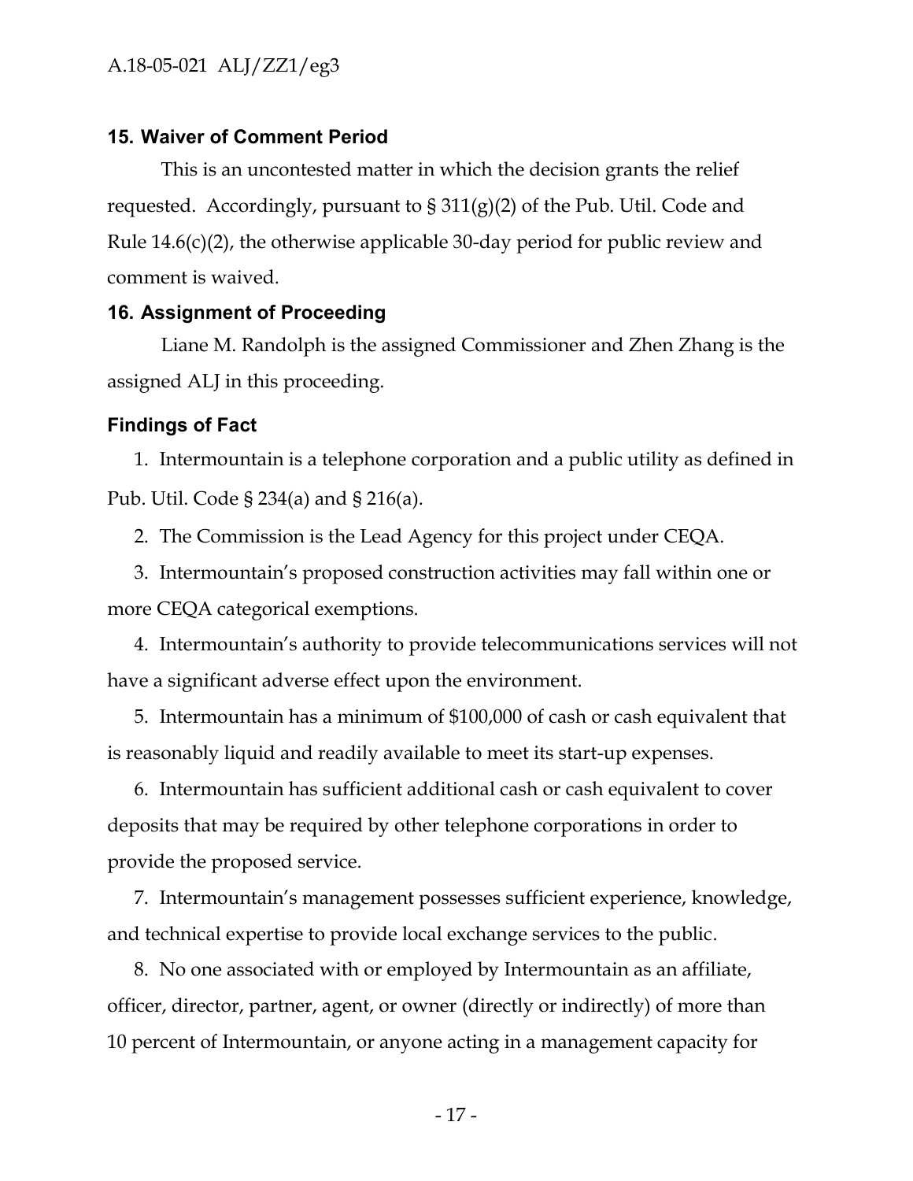## 15. Waiver of Comment Period

This is an uncontested matter in which the decision grants the relief requested. Accordingly, pursuant to § 311(g)(2) of the Pub. Util. Code and Rule 14.6(c)(2), the otherwise applicable 30-day period for public review and comment is waived.

## 16. Assignment of Proceeding

Liane M. Randolph is the assigned Commissioner and Zhen Zhang is the assigned ALJ in this proceeding.

## Findings of Fact

1. Intermountain is a telephone corporation and a public utility as defined in Pub. Util. Code § 234(a) and § 216(a).

2. The Commission is the Lead Agency for this project under CEQA.

3. Intermountain's proposed construction activities may fall within one or more CEQA categorical exemptions.

4. Intermountain's authority to provide telecommunications services will not have a significant adverse effect upon the environment.

5. Intermountain has a minimum of $100,000 of cash or cash equivalent that is reasonably liquid and readily available to meet its start-up expenses.

6. Intermountain has sufficient additional cash or cash equivalent to cover deposits that may be required by other telephone corporations in order to provide the proposed service.

7. Intermountain's management possesses sufficient experience, knowledge, and technical expertise to provide local exchange services to the public.

8. No one associated with or employed by Intermountain as an affiliate, officer, director, partner, agent, or owner (directly or indirectly) of more than 10 percent of Intermountain, or anyone acting in a management capacity for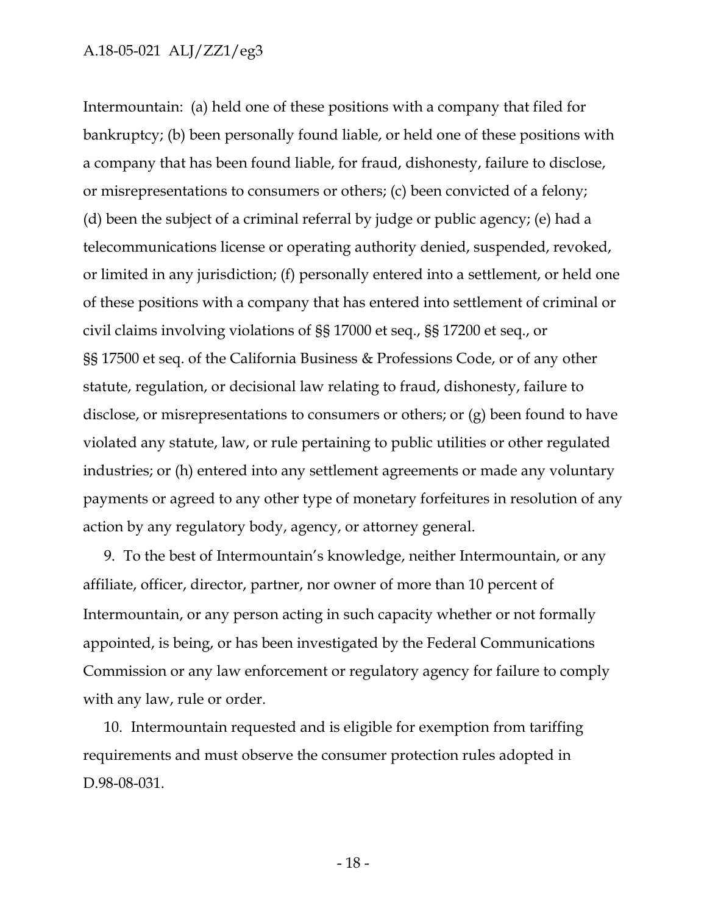Intermountain: (a) held one of these positions with a company that filed for bankruptcy; (b) been personally found liable, or held one of these positions with a company that has been found liable, for fraud, dishonesty, failure to disclose, or misrepresentations to consumers or others; (c) been convicted of a felony; (d) been the subject of a criminal referral by judge or public agency; (e) had a telecommunications license or operating authority denied, suspended, revoked, or limited in any jurisdiction; (f) personally entered into a settlement, or held one of these positions with a company that has entered into settlement of criminal or civil claims involving violations of §§ 17000 et seq., §§ 17200 et seq., or §§ 17500 et seq. of the California Business & Professions Code, or of any other statute, regulation, or decisional law relating to fraud, dishonesty, failure to disclose, or misrepresentations to consumers or others; or (g) been found to have violated any statute, law, or rule pertaining to public utilities or other regulated industries; or (h) entered into any settlement agreements or made any voluntary payments or agreed to any other type of monetary forfeitures in resolution of any action by any regulatory body, agency, or attorney general.

9. To the best of Intermountain's knowledge, neither Intermountain, or any affiliate, officer, director, partner, nor owner of more than 10 percent of Intermountain, or any person acting in such capacity whether or not formally appointed, is being, or has been investigated by the Federal Communications Commission or any law enforcement or regulatory agency for failure to comply with any law, rule or order.

10. Intermountain requested and is eligible for exemption from tariffing requirements and must observe the consumer protection rules adopted in D.98-08-031.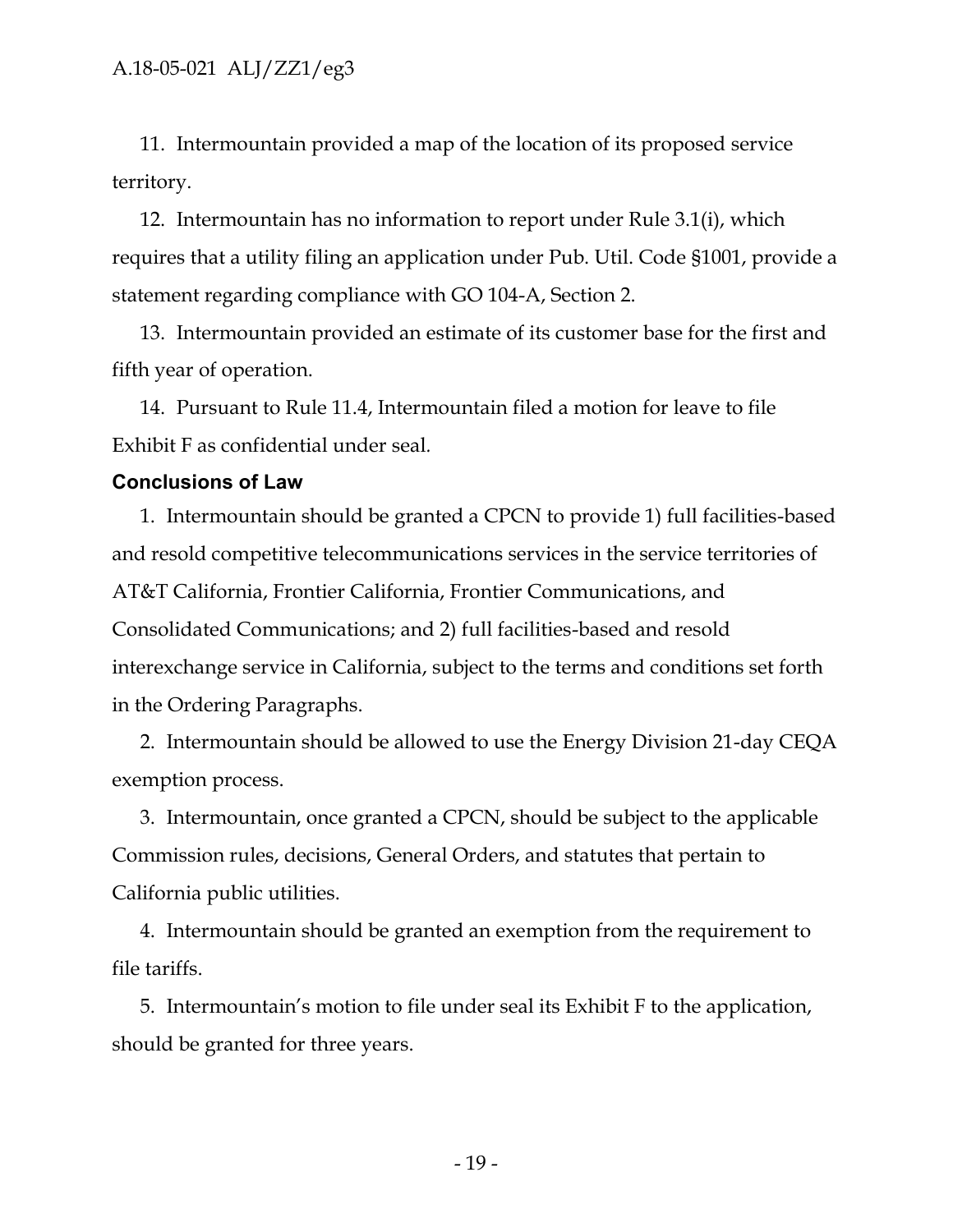11. Intermountain provided a map of the location of its proposed service territory.

12. Intermountain has no information to report under Rule 3.1(i), which requires that a utility filing an application under Pub. Util. Code §1001, provide a statement regarding compliance with GO 104-A, Section 2.

13. Intermountain provided an estimate of its customer base for the first and fifth year of operation.

14. Pursuant to Rule 11.4, Intermountain filed a motion for leave to file Exhibit F as confidential under seal.

### Conclusions of Law

1. Intermountain should be granted a CPCN to provide 1) full facilities-based and resold competitive telecommunications services in the service territories of AT&T California, Frontier California, Frontier Communications, and Consolidated Communications; and 2) full facilities-based and resold interexchange service in California, subject to the terms and conditions set forth in the Ordering Paragraphs.

2. Intermountain should be allowed to use the Energy Division 21-day CEQA exemption process.

3. Intermountain, once granted a CPCN, should be subject to the applicable Commission rules, decisions, General Orders, and statutes that pertain to California public utilities.

4. Intermountain should be granted an exemption from the requirement to file tariffs.

5. Intermountain's motion to file under seal its Exhibit F to the application, should be granted for three years.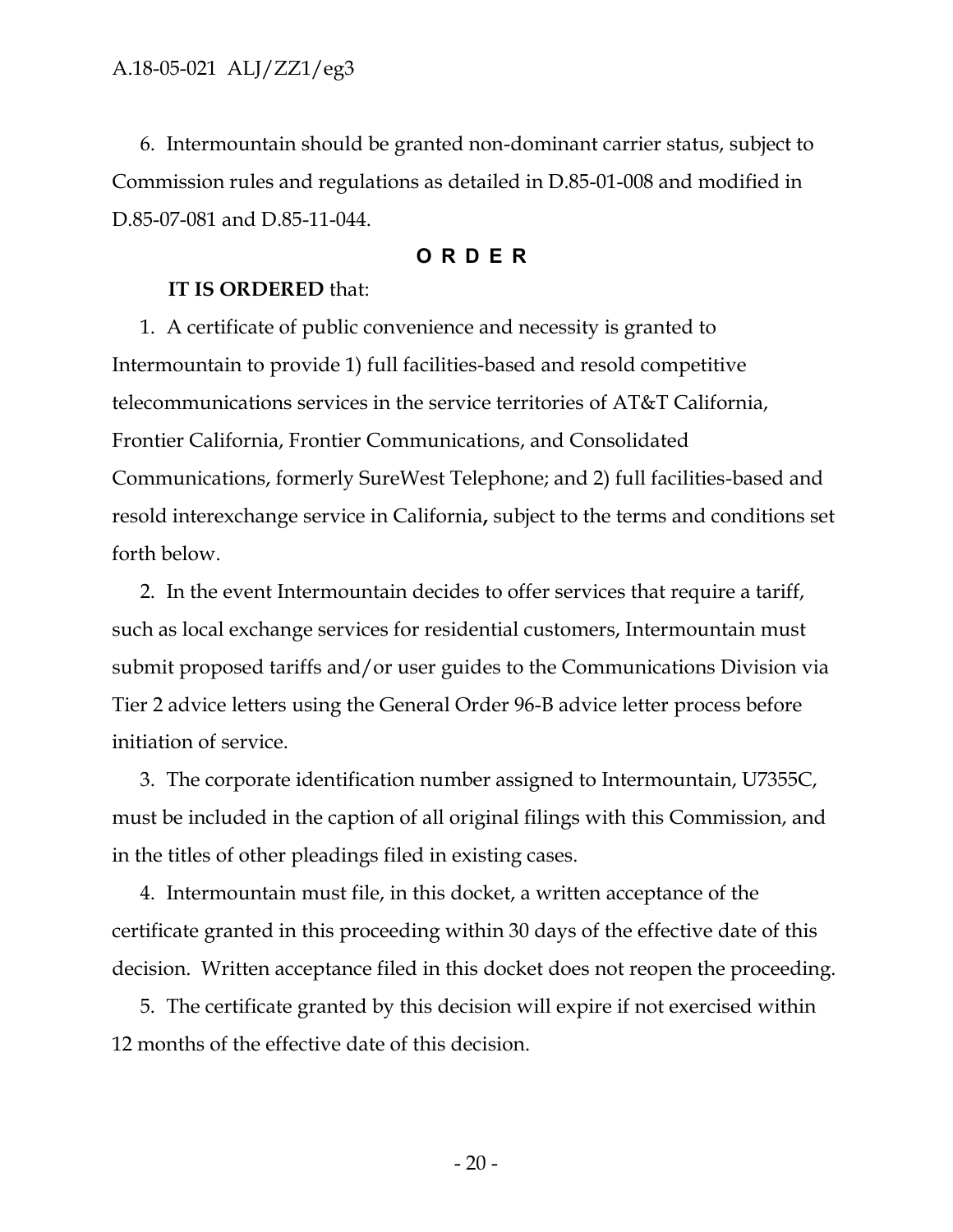6. Intermountain should be granted non-dominant carrier status, subject to Commission rules and regulations as detailed in D.85-01-008 and modified in D.85-07-081 and D.85-11-044.

## O R D E R

**IT IS ORDERED** that:

1. A certificate of public convenience and necessity is granted to Intermountain to provide 1) full facilities-based and resold competitive telecommunications services in the service territories of AT&T California, Frontier California, Frontier Communications, and Consolidated Communications, formerly SureWest Telephone; and 2) full facilities-based and resold interexchange service in California**,** subject to the terms and conditions set forth below.

2. In the event Intermountain decides to offer services that require a tariff, such as local exchange services for residential customers, Intermountain must submit proposed tariffs and/or user guides to the Communications Division via Tier 2 advice letters using the General Order 96-B advice letter process before initiation of service.

3. The corporate identification number assigned to Intermountain, U7355C, must be included in the caption of all original filings with this Commission, and in the titles of other pleadings filed in existing cases.

4. Intermountain must file, in this docket, a written acceptance of the certificate granted in this proceeding within 30 days of the effective date of this decision. Written acceptance filed in this docket does not reopen the proceeding.

5. The certificate granted by this decision will expire if not exercised within 12 months of the effective date of this decision.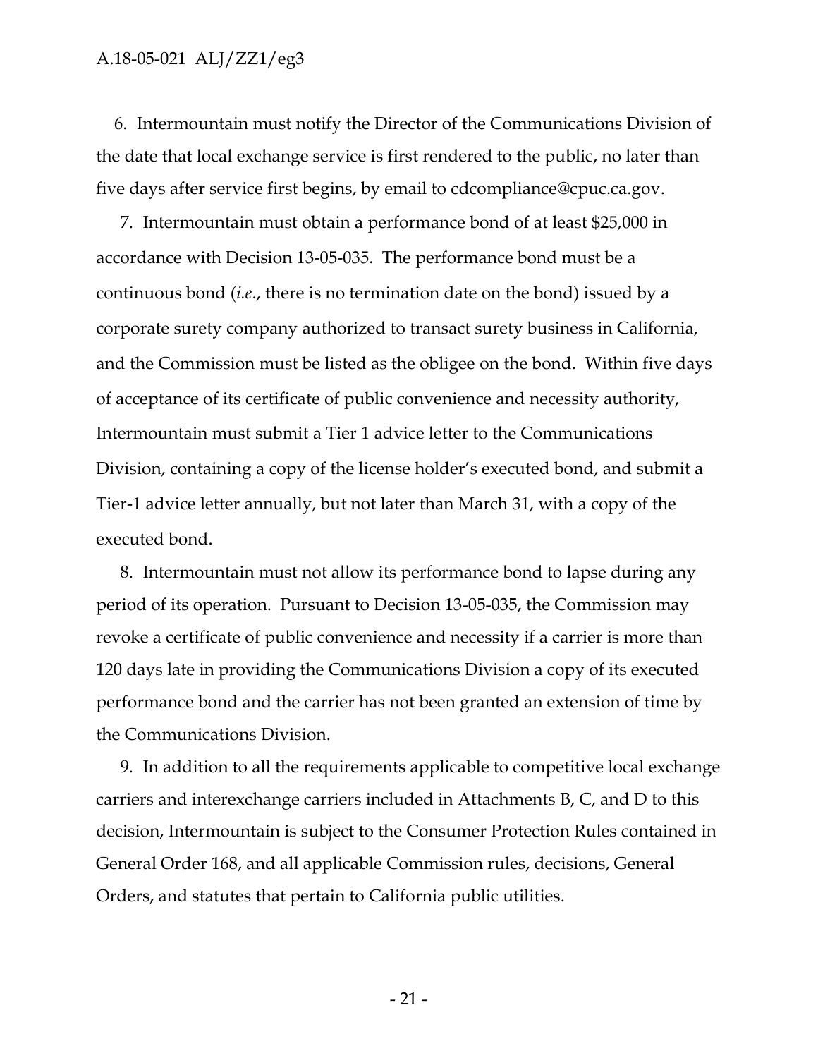6. Intermountain must notify the Director of the Communications Division of the date that local exchange service is first rendered to the public, no later than five days after service first begins, by email to cdcompliance@cpuc.ca.gov.

7. Intermountain must obtain a performance bond of at least $25,000 in accordance with Decision 13-05-035. The performance bond must be a continuous bond (*i.e.*, there is no termination date on the bond) issued by a corporate surety company authorized to transact surety business in California, and the Commission must be listed as the obligee on the bond. Within five days of acceptance of its certificate of public convenience and necessity authority, Intermountain must submit a Tier 1 advice letter to the Communications Division, containing a copy of the license holder's executed bond, and submit a Tier-1 advice letter annually, but not later than March 31, with a copy of the executed bond.

8. Intermountain must not allow its performance bond to lapse during any period of its operation. Pursuant to Decision 13-05-035, the Commission may revoke a certificate of public convenience and necessity if a carrier is more than 120 days late in providing the Communications Division a copy of its executed performance bond and the carrier has not been granted an extension of time by the Communications Division.

9. In addition to all the requirements applicable to competitive local exchange carriers and interexchange carriers included in Attachments B, C, and D to this decision, Intermountain is subject to the Consumer Protection Rules contained in General Order 168, and all applicable Commission rules, decisions, General Orders, and statutes that pertain to California public utilities.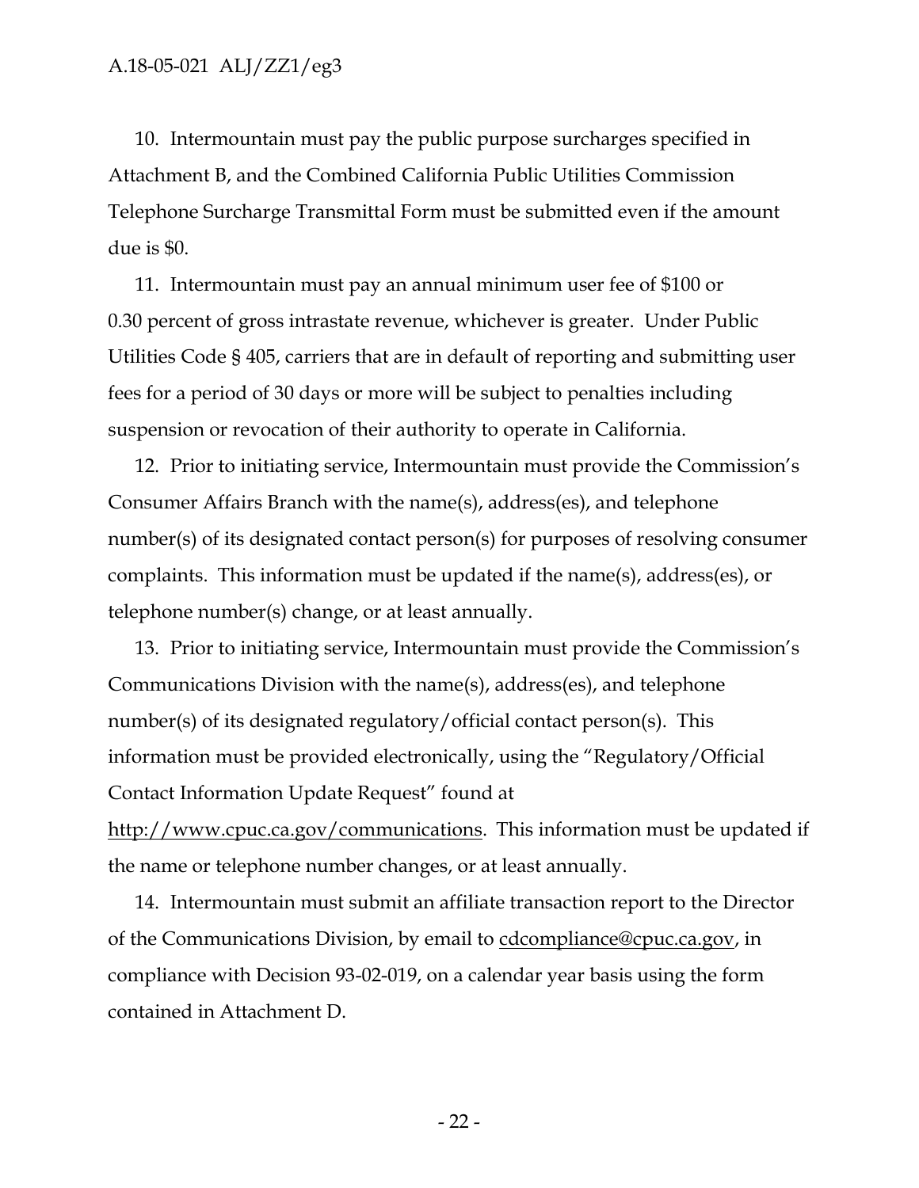10. Intermountain must pay the public purpose surcharges specified in Attachment B, and the Combined California Public Utilities Commission Telephone Surcharge Transmittal Form must be submitted even if the amount due is $0.

11. Intermountain must pay an annual minimum user fee of $100 or 0.30 percent of gross intrastate revenue, whichever is greater. Under Public Utilities Code § 405, carriers that are in default of reporting and submitting user fees for a period of 30 days or more will be subject to penalties including suspension or revocation of their authority to operate in California.

12. Prior to initiating service, Intermountain must provide the Commission's Consumer Affairs Branch with the name(s), address(es), and telephone number(s) of its designated contact person(s) for purposes of resolving consumer complaints. This information must be updated if the name(s), address(es), or telephone number(s) change, or at least annually.

13. Prior to initiating service, Intermountain must provide the Commission's Communications Division with the name(s), address(es), and telephone number(s) of its designated regulatory/official contact person(s). This information must be provided electronically, using the "Regulatory/Official Contact Information Update Request" found at http://www.cpuc.ca.gov/communications. This information must be updated if the name or telephone number changes, or at least annually.

14. Intermountain must submit an affiliate transaction report to the Director of the Communications Division, by email to cdcompliance@cpuc.ca.gov, in compliance with Decision 93-02-019, on a calendar year basis using the form contained in Attachment D.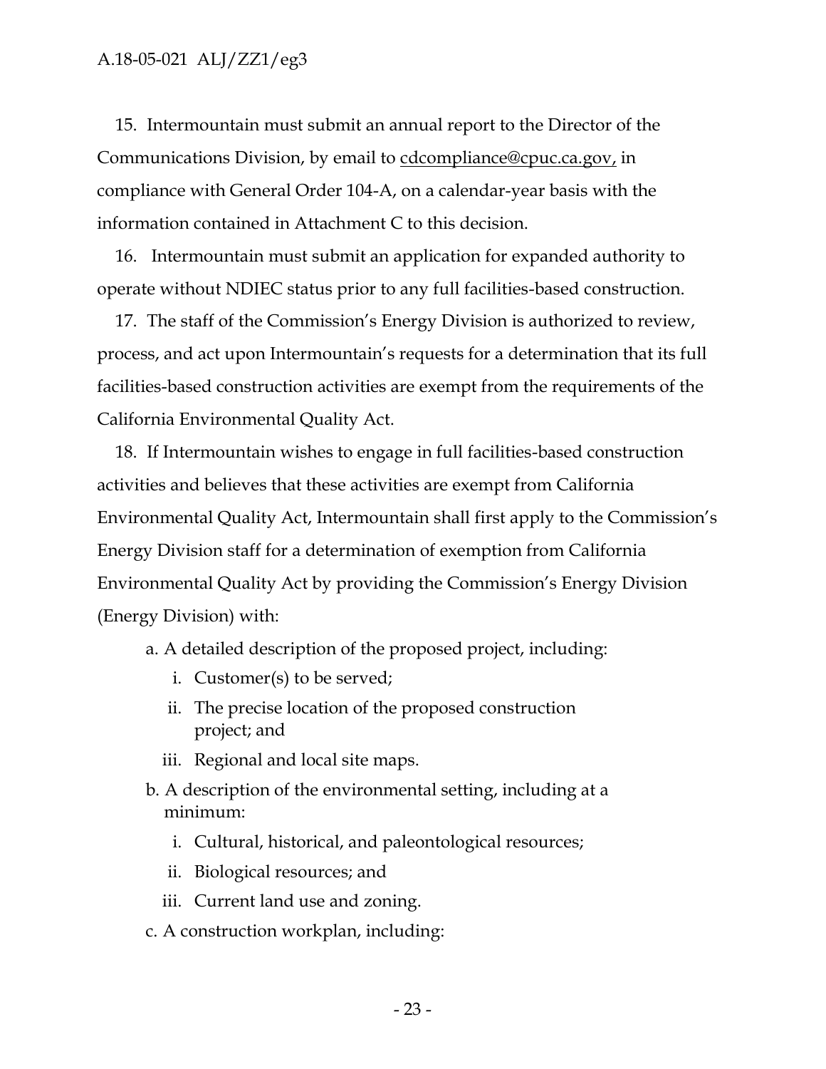15. Intermountain must submit an annual report to the Director of the Communications Division, by email to cdcompliance@cpuc.ca.gov, in compliance with General Order 104-A, on a calendar-year basis with the information contained in Attachment C to this decision.

16. Intermountain must submit an application for expanded authority to operate without NDIEC status prior to any full facilities-based construction.

17. The staff of the Commission's Energy Division is authorized to review, process, and act upon Intermountain's requests for a determination that its full facilities-based construction activities are exempt from the requirements of the California Environmental Quality Act.

18. If Intermountain wishes to engage in full facilities-based construction activities and believes that these activities are exempt from California Environmental Quality Act, Intermountain shall first apply to the Commission's Energy Division staff for a determination of exemption from California Environmental Quality Act by providing the Commission's Energy Division (Energy Division) with:

   a. A detailed description of the proposed project, including:
      i. Customer(s) to be served;
      ii. The precise location of the proposed construction project; and
      iii. Regional and local site maps.
   b. A description of the environmental setting, including at a minimum:
      i. Cultural, historical, and paleontological resources;
      ii. Biological resources; and
      iii. Current land use and zoning.
   c. A construction workplan, including: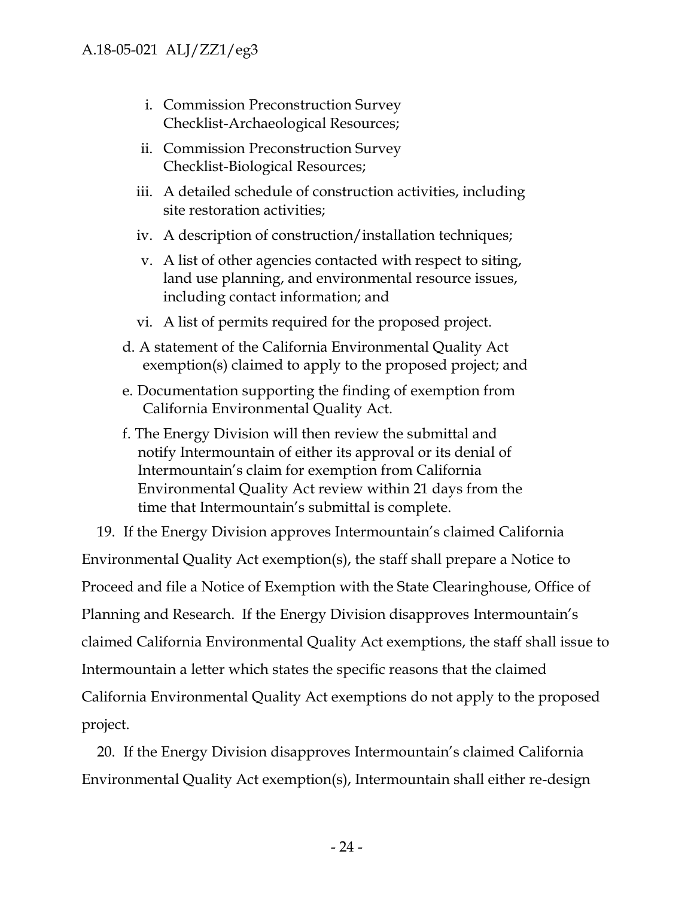i. Commission Preconstruction Survey Checklist-Archaeological Resources;

ii. Commission Preconstruction Survey Checklist-Biological Resources;

iii. A detailed schedule of construction activities, including site restoration activities;

iv. A description of construction/installation techniques;

v. A list of other agencies contacted with respect to siting, land use planning, and environmental resource issues, including contact information; and

vi. A list of permits required for the proposed project.

d. A statement of the California Environmental Quality Act exemption(s) claimed to apply to the proposed project; and

e. Documentation supporting the finding of exemption from California Environmental Quality Act.

f. The Energy Division will then review the submittal and notify Intermountain of either its approval or its denial of Intermountain's claim for exemption from California Environmental Quality Act review within 21 days from the time that Intermountain's submittal is complete.

19. If the Energy Division approves Intermountain's claimed California Environmental Quality Act exemption(s), the staff shall prepare a Notice to Proceed and file a Notice of Exemption with the State Clearinghouse, Office of Planning and Research. If the Energy Division disapproves Intermountain's claimed California Environmental Quality Act exemptions, the staff shall issue to Intermountain a letter which states the specific reasons that the claimed California Environmental Quality Act exemptions do not apply to the proposed project.

20. If the Energy Division disapproves Intermountain's claimed California Environmental Quality Act exemption(s), Intermountain shall either re-design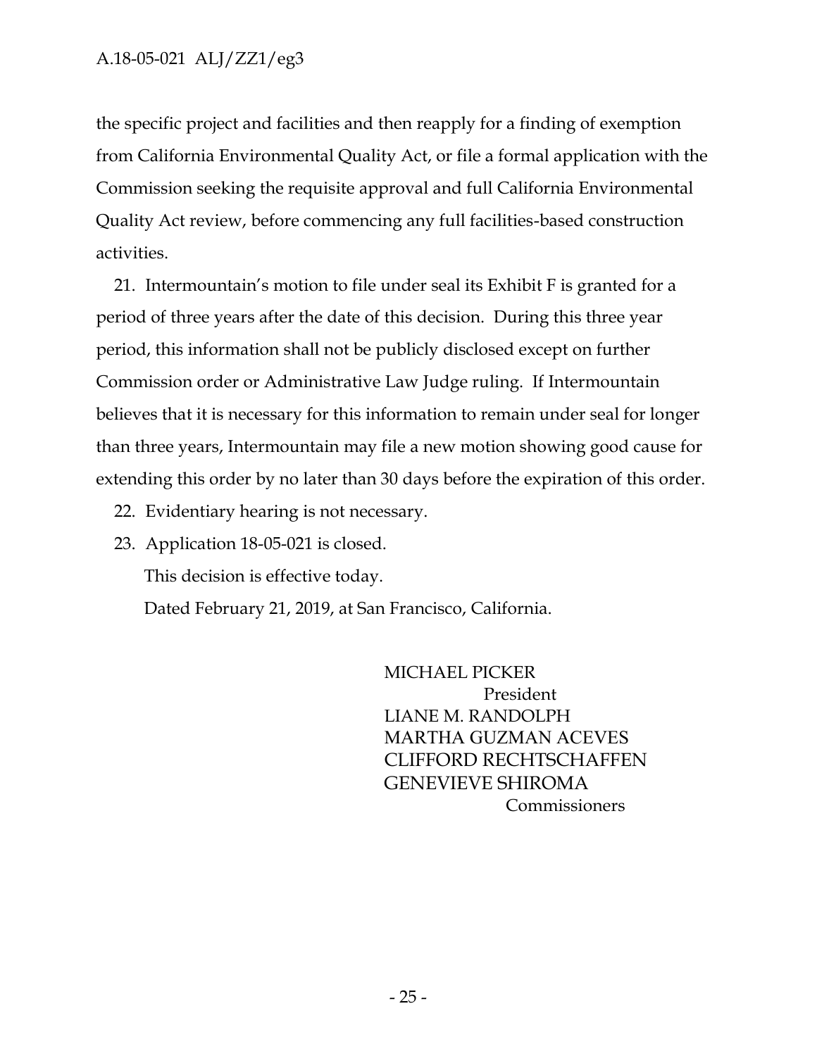the specific project and facilities and then reapply for a finding of exemption from California Environmental Quality Act, or file a formal application with the Commission seeking the requisite approval and full California Environmental Quality Act review, before commencing any full facilities-based construction activities.

21. Intermountain's motion to file under seal its Exhibit F is granted for a period of three years after the date of this decision. During this three year period, this information shall not be publicly disclosed except on further Commission order or Administrative Law Judge ruling. If Intermountain believes that it is necessary for this information to remain under seal for longer than three years, Intermountain may file a new motion showing good cause for extending this order by no later than 30 days before the expiration of this order.

22. Evidentiary hearing is not necessary.

23. Application 18-05-021 is closed.

This decision is effective today.

Dated February 21, 2019, at San Francisco, California.

MICHAEL PICKER
President
LIANE M. RANDOLPH
MARTHA GUZMAN ACEVES
CLIFFORD RECHTSCHAFFEN
GENEVIEVE SHIROMA
Commissioners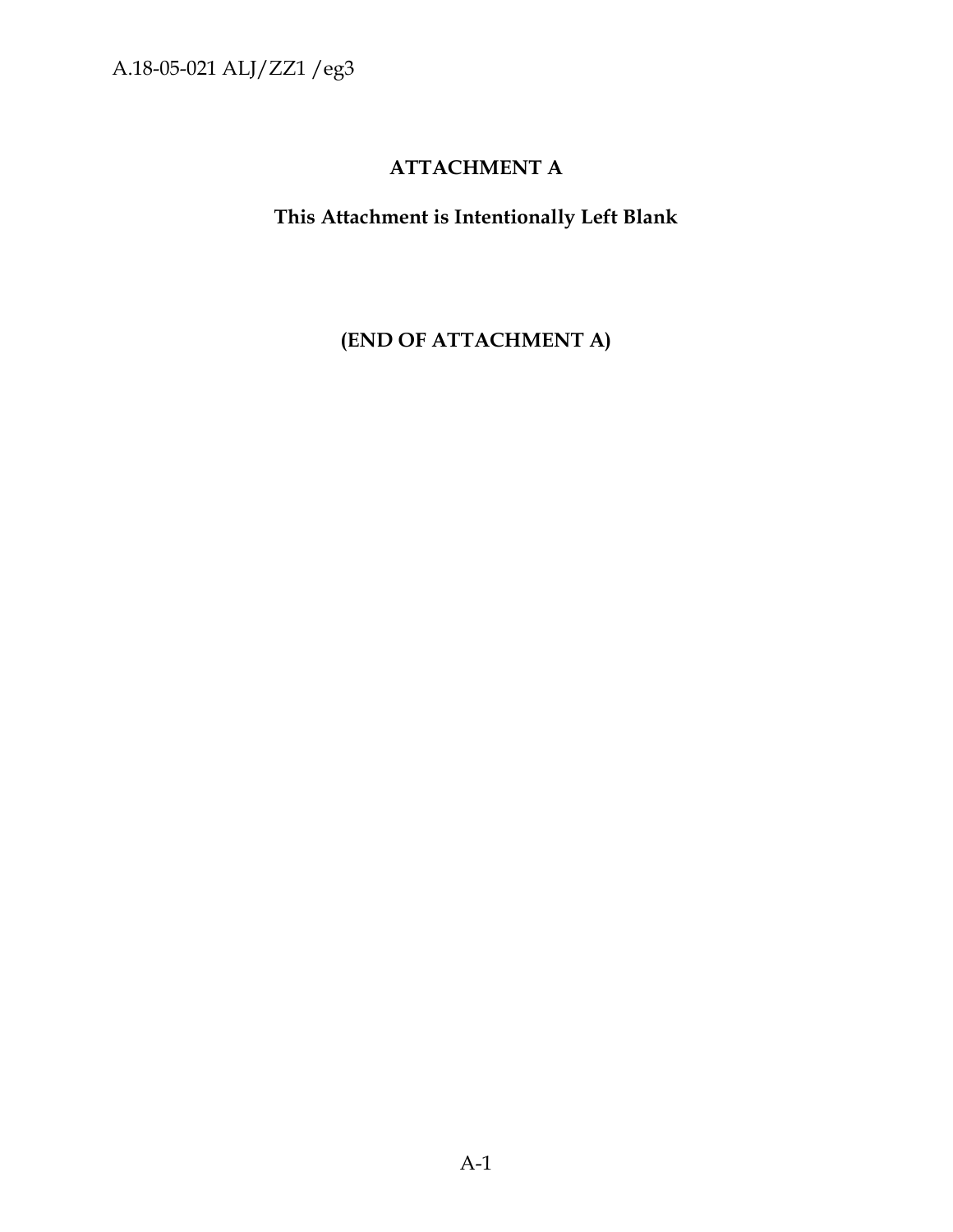# ATTACHMENT A

**This Attachment is Intentionally Left Blank**

**(END OF ATTACHMENT A)**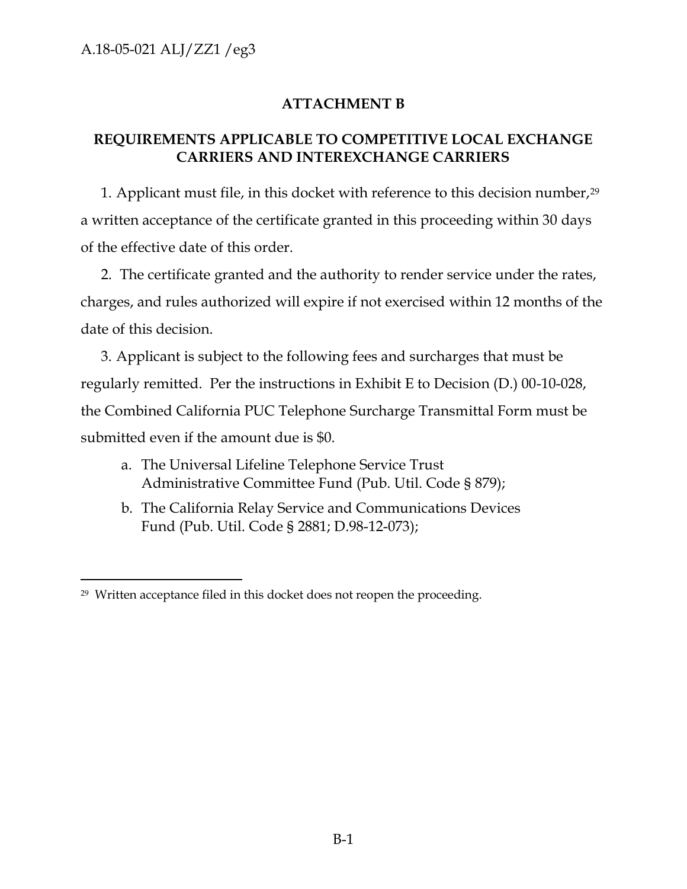## ATTACHMENT B

## REQUIREMENTS APPLICABLE TO COMPETITIVE LOCAL EXCHANGE CARRIERS AND INTEREXCHANGE CARRIERS

1. Applicant must file, in this docket with reference to this decision number,[29] a written acceptance of the certificate granted in this proceeding within 30 days of the effective date of this order.

2. The certificate granted and the authority to render service under the rates, charges, and rules authorized will expire if not exercised within 12 months of the date of this decision.

3. Applicant is subject to the following fees and surcharges that must be regularly remitted. Per the instructions in Exhibit E to Decision (D.) 00-10-028, the Combined California PUC Telephone Surcharge Transmittal Form must be submitted even if the amount due is $0.

   a. The Universal Lifeline Telephone Service Trust Administrative Committee Fund (Pub. Util. Code § 879);

   b. The California Relay Service and Communications Devices Fund (Pub. Util. Code § 2881; D.98-12-073);

---

[29] Written acceptance filed in this docket does not reopen the proceeding.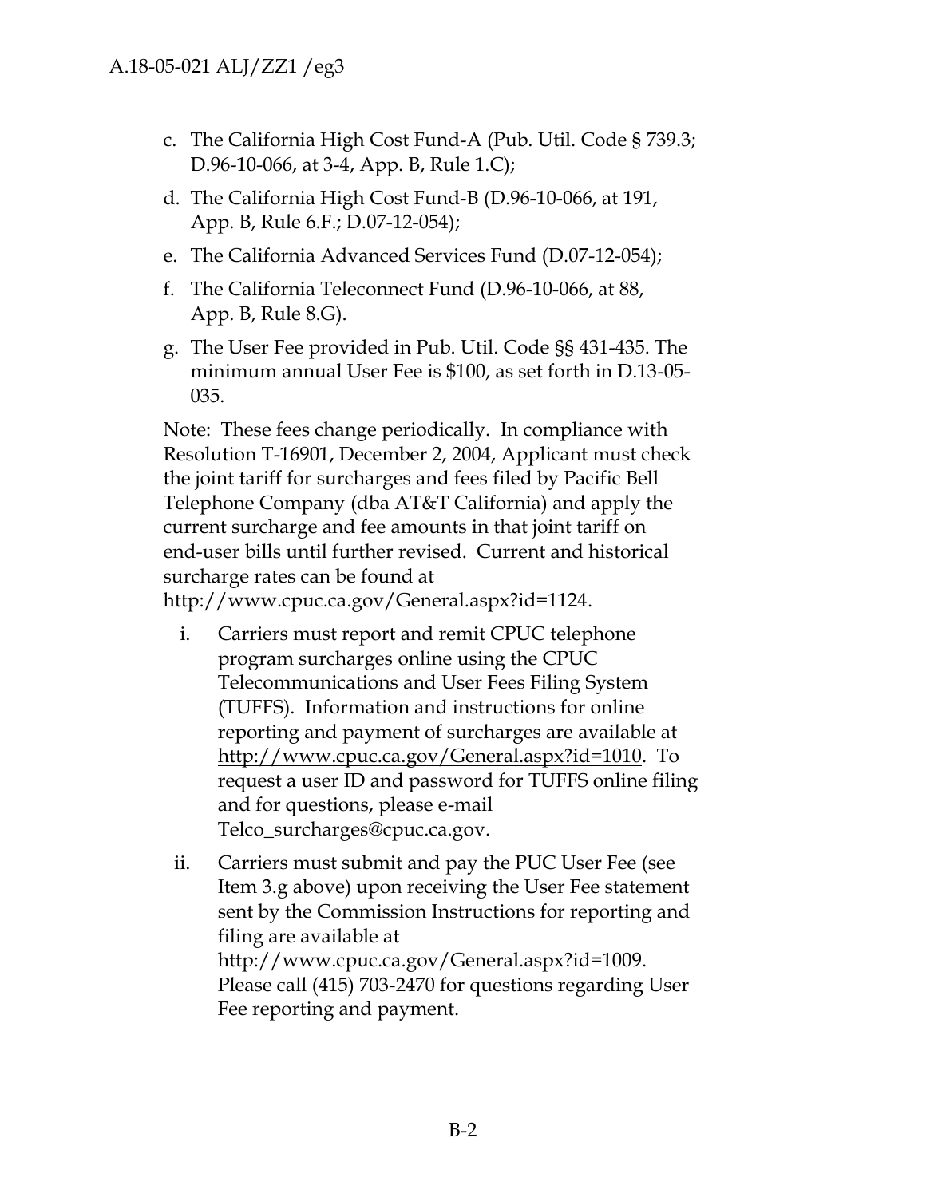c. The California High Cost Fund-A (Pub. Util. Code § 739.3; D.96-10-066, at 3-4, App. B, Rule 1.C);

d. The California High Cost Fund-B (D.96-10-066, at 191, App. B, Rule 6.F.; D.07-12-054);

e. The California Advanced Services Fund (D.07-12-054);

f. The California Teleconnect Fund (D.96-10-066, at 88, App. B, Rule 8.G).

g. The User Fee provided in Pub. Util. Code §§ 431-435. The minimum annual User Fee is $100, as set forth in D.13-05-035.

Note: These fees change periodically. In compliance with Resolution T-16901, December 2, 2004, Applicant must check the joint tariff for surcharges and fees filed by Pacific Bell Telephone Company (dba AT&T California) and apply the current surcharge and fee amounts in that joint tariff on end-user bills until further revised. Current and historical surcharge rates can be found at http://www.cpuc.ca.gov/General.aspx?id=1124.

i. Carriers must report and remit CPUC telephone program surcharges online using the CPUC Telecommunications and User Fees Filing System (TUFFS). Information and instructions for online reporting and payment of surcharges are available at http://www.cpuc.ca.gov/General.aspx?id=1010. To request a user ID and password for TUFFS online filing and for questions, please e-mail Telco_surcharges@cpuc.ca.gov.

ii. Carriers must submit and pay the PUC User Fee (see Item 3.g above) upon receiving the User Fee statement sent by the Commission Instructions for reporting and filing are available at http://www.cpuc.ca.gov/General.aspx?id=1009. Please call (415) 703-2470 for questions regarding User Fee reporting and payment.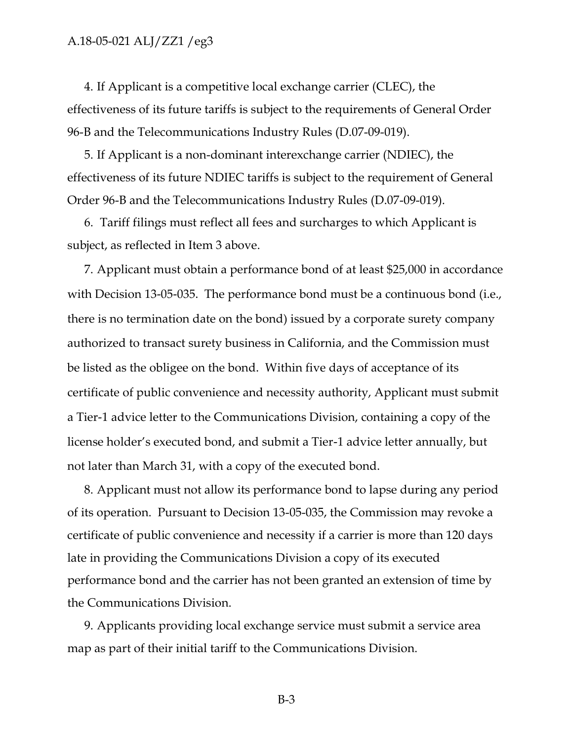4. If Applicant is a competitive local exchange carrier (CLEC), the effectiveness of its future tariffs is subject to the requirements of General Order 96-B and the Telecommunications Industry Rules (D.07-09-019).

5. If Applicant is a non-dominant interexchange carrier (NDIEC), the effectiveness of its future NDIEC tariffs is subject to the requirement of General Order 96-B and the Telecommunications Industry Rules (D.07-09-019).

6. Tariff filings must reflect all fees and surcharges to which Applicant is subject, as reflected in Item 3 above.

7. Applicant must obtain a performance bond of at least $25,000 in accordance with Decision 13-05-035. The performance bond must be a continuous bond (i.e., there is no termination date on the bond) issued by a corporate surety company authorized to transact surety business in California, and the Commission must be listed as the obligee on the bond. Within five days of acceptance of its certificate of public convenience and necessity authority, Applicant must submit a Tier-1 advice letter to the Communications Division, containing a copy of the license holder's executed bond, and submit a Tier-1 advice letter annually, but not later than March 31, with a copy of the executed bond.

8. Applicant must not allow its performance bond to lapse during any period of its operation. Pursuant to Decision 13-05-035, the Commission may revoke a certificate of public convenience and necessity if a carrier is more than 120 days late in providing the Communications Division a copy of its executed performance bond and the carrier has not been granted an extension of time by the Communications Division.

9. Applicants providing local exchange service must submit a service area map as part of their initial tariff to the Communications Division.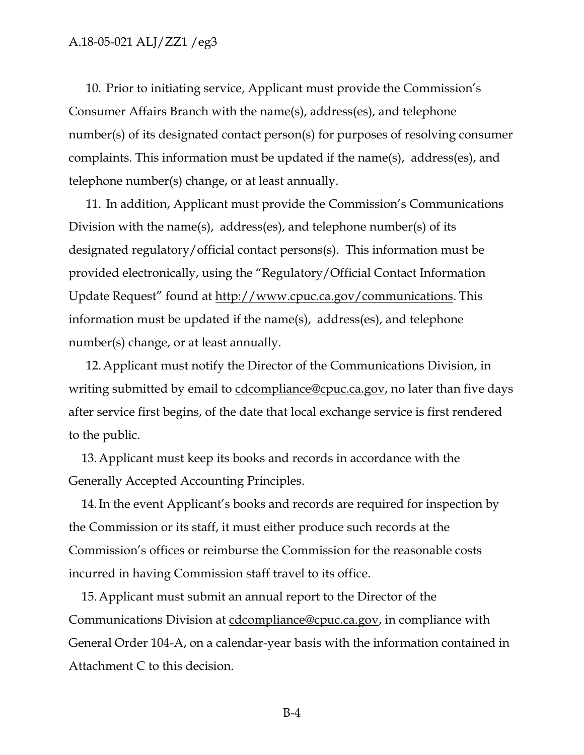10. Prior to initiating service, Applicant must provide the Commission's Consumer Affairs Branch with the name(s), address(es), and telephone number(s) of its designated contact person(s) for purposes of resolving consumer complaints. This information must be updated if the name(s), address(es), and telephone number(s) change, or at least annually.

11. In addition, Applicant must provide the Commission's Communications Division with the name(s), address(es), and telephone number(s) of its designated regulatory/official contact persons(s). This information must be provided electronically, using the "Regulatory/Official Contact Information Update Request" found at http://www.cpuc.ca.gov/communications. This information must be updated if the name(s), address(es), and telephone number(s) change, or at least annually.

12. Applicant must notify the Director of the Communications Division, in writing submitted by email to cdcompliance@cpuc.ca.gov, no later than five days after service first begins, of the date that local exchange service is first rendered to the public.

13. Applicant must keep its books and records in accordance with the Generally Accepted Accounting Principles.

14. In the event Applicant's books and records are required for inspection by the Commission or its staff, it must either produce such records at the Commission's offices or reimburse the Commission for the reasonable costs incurred in having Commission staff travel to its office.

15. Applicant must submit an annual report to the Director of the Communications Division at cdcompliance@cpuc.ca.gov, in compliance with General Order 104-A, on a calendar-year basis with the information contained in Attachment C to this decision.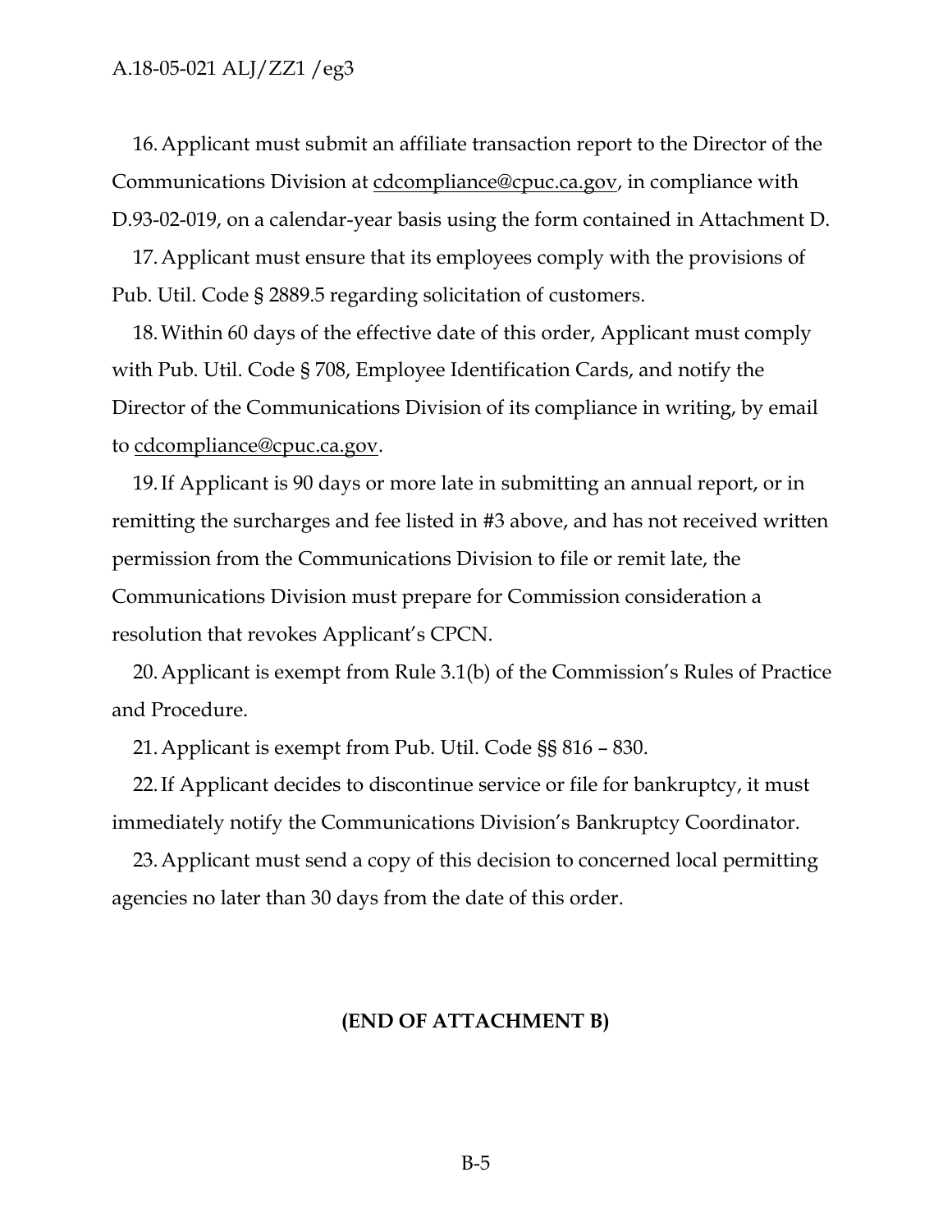16. Applicant must submit an affiliate transaction report to the Director of the Communications Division at cdcompliance@cpuc.ca.gov, in compliance with D.93-02-019, on a calendar-year basis using the form contained in Attachment D.

17. Applicant must ensure that its employees comply with the provisions of Pub. Util. Code § 2889.5 regarding solicitation of customers.

18. Within 60 days of the effective date of this order, Applicant must comply with Pub. Util. Code § 708, Employee Identification Cards, and notify the Director of the Communications Division of its compliance in writing, by email to cdcompliance@cpuc.ca.gov.

19. If Applicant is 90 days or more late in submitting an annual report, or in remitting the surcharges and fee listed in #3 above, and has not received written permission from the Communications Division to file or remit late, the Communications Division must prepare for Commission consideration a resolution that revokes Applicant's CPCN.

20. Applicant is exempt from Rule 3.1(b) of the Commission's Rules of Practice and Procedure.

21. Applicant is exempt from Pub. Util. Code §§ 816 – 830.

22. If Applicant decides to discontinue service or file for bankruptcy, it must immediately notify the Communications Division's Bankruptcy Coordinator.

23. Applicant must send a copy of this decision to concerned local permitting agencies no later than 30 days from the date of this order.

**(END OF ATTACHMENT B)**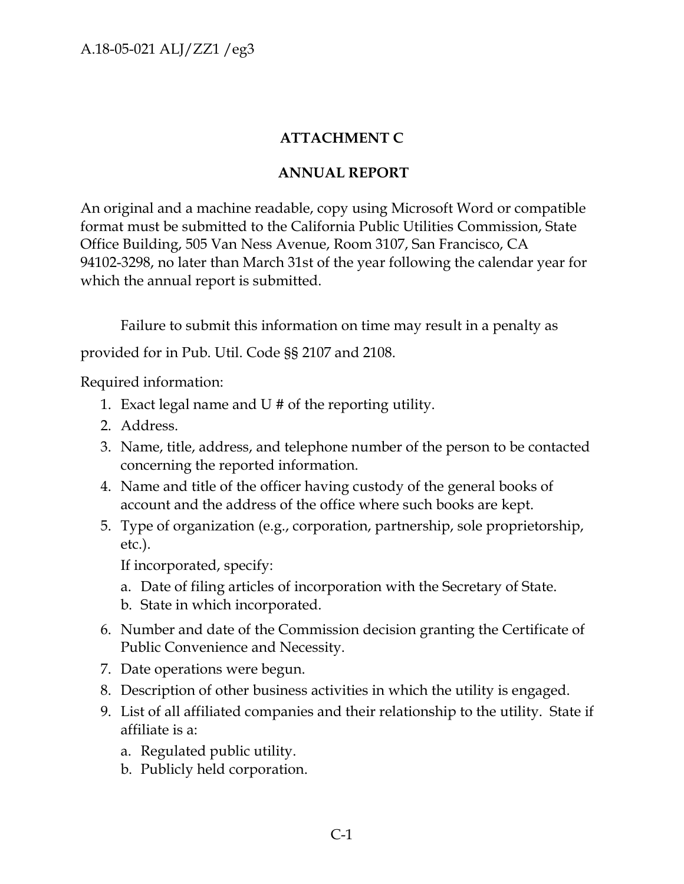**ATTACHMENT C**

**ANNUAL REPORT**

An original and a machine readable, copy using Microsoft Word or compatible format must be submitted to the California Public Utilities Commission, State Office Building, 505 Van Ness Avenue, Room 3107, San Francisco, CA 94102-3298, no later than March 31st of the year following the calendar year for which the annual report is submitted.

Failure to submit this information on time may result in a penalty as provided for in Pub. Util. Code §§ 2107 and 2108.

Required information:

1. Exact legal name and U # of the reporting utility.
2. Address.
3. Name, title, address, and telephone number of the person to be contacted concerning the reported information.
4. Name and title of the officer having custody of the general books of account and the address of the office where such books are kept.
5. Type of organization (e.g., corporation, partnership, sole proprietorship, etc.).

   If incorporated, specify:

   a. Date of filing articles of incorporation with the Secretary of State.
   b. State in which incorporated.
6. Number and date of the Commission decision granting the Certificate of Public Convenience and Necessity.
7. Date operations were begun.
8. Description of other business activities in which the utility is engaged.
9. List of all affiliated companies and their relationship to the utility. State if affiliate is a:
   a. Regulated public utility.
   b. Publicly held corporation.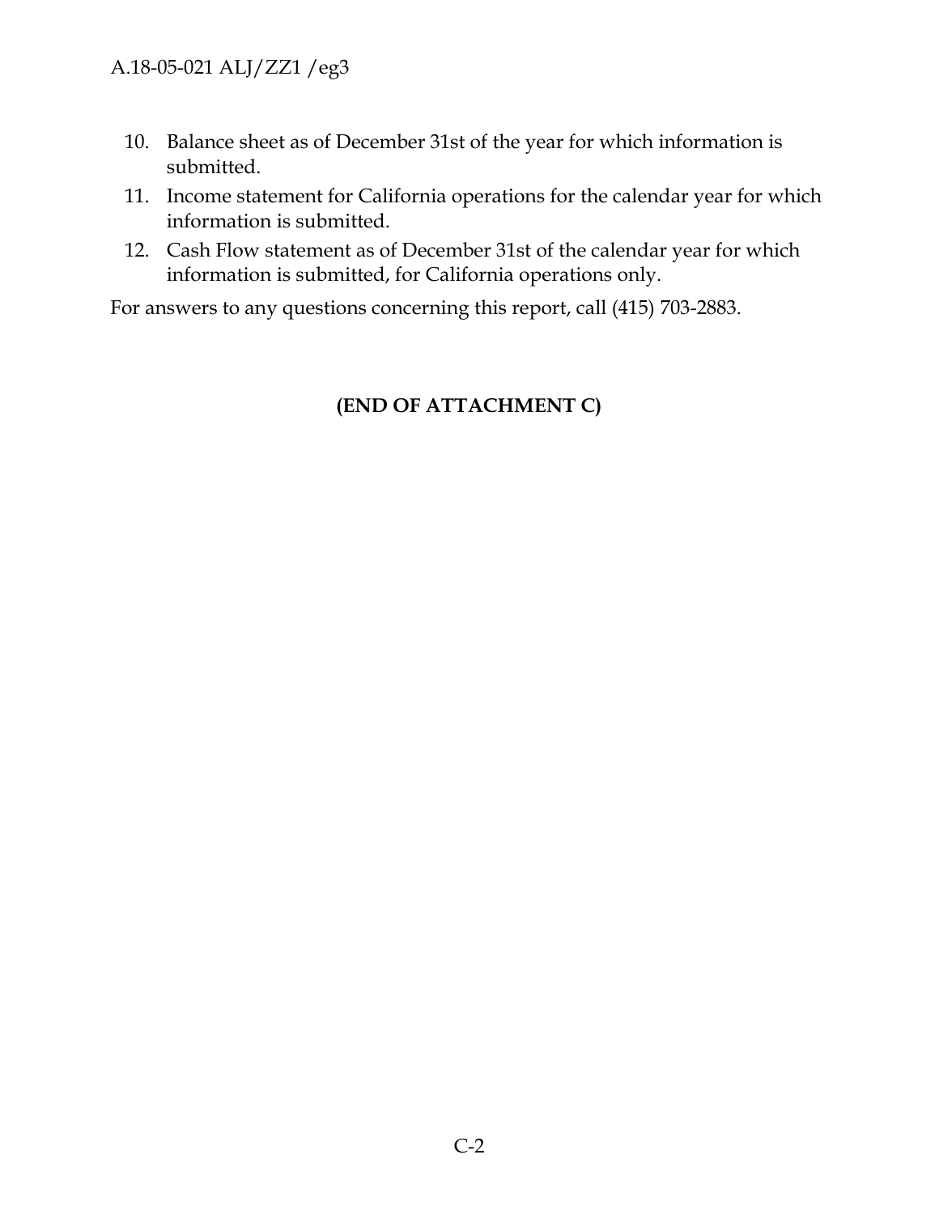10. Balance sheet as of December 31st of the year for which information is submitted.
11. Income statement for California operations for the calendar year for which information is submitted.
12. Cash Flow statement as of December 31st of the calendar year for which information is submitted, for California operations only.

For answers to any questions concerning this report, call (415) 703-2883.

**(END OF ATTACHMENT C)**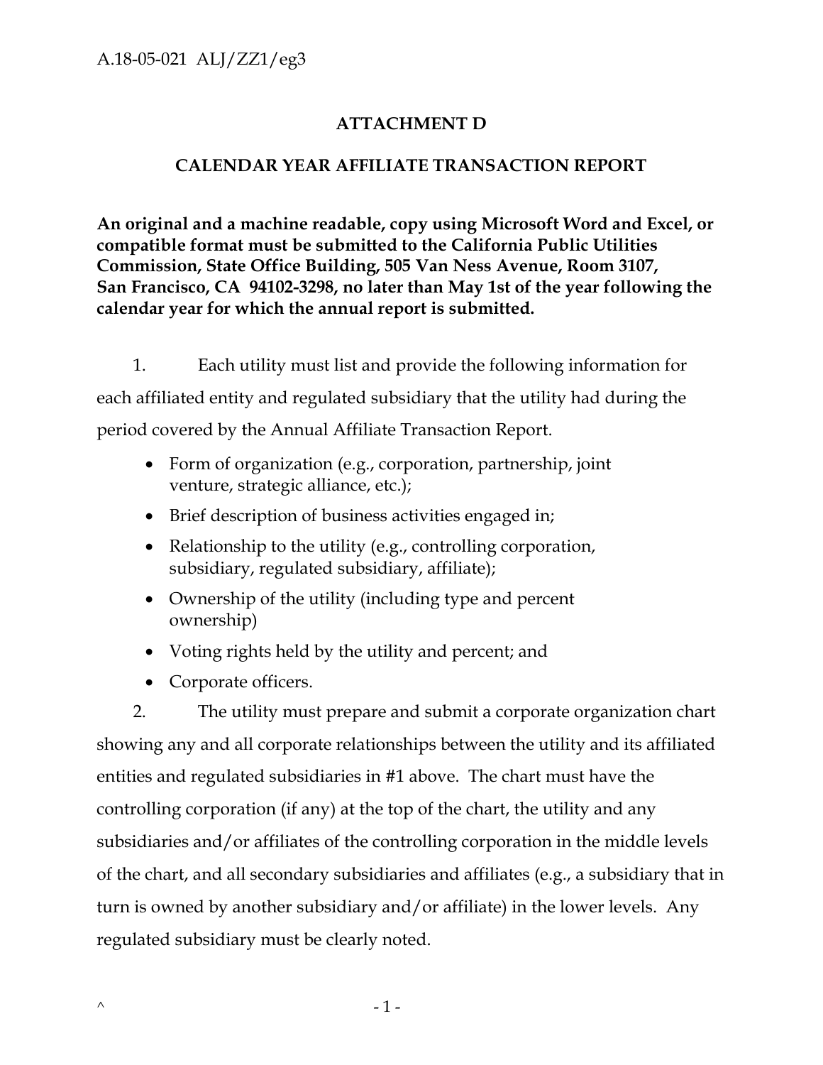# ATTACHMENT D

## CALENDAR YEAR AFFILIATE TRANSACTION REPORT

**An original and a machine readable, copy using Microsoft Word and Excel, or compatible format must be submitted to the California Public Utilities Commission, State Office Building, 505 Van Ness Avenue, Room 3107, San Francisco, CA 94102-3298, no later than May 1st of the year following the calendar year for which the annual report is submitted.**

1. Each utility must list and provide the following information for each affiliated entity and regulated subsidiary that the utility had during the period covered by the Annual Affiliate Transaction Report.

   - Form of organization (e.g., corporation, partnership, joint venture, strategic alliance, etc.);
   - Brief description of business activities engaged in;
   - Relationship to the utility (e.g., controlling corporation, subsidiary, regulated subsidiary, affiliate);
   - Ownership of the utility (including type and percent ownership)
   - Voting rights held by the utility and percent; and
   - Corporate officers.

2. The utility must prepare and submit a corporate organization chart showing any and all corporate relationships between the utility and its affiliated entities and regulated subsidiaries in #1 above. The chart must have the controlling corporation (if any) at the top of the chart, the utility and any subsidiaries and/or affiliates of the controlling corporation in the middle levels of the chart, and all secondary subsidiaries and affiliates (e.g., a subsidiary that in turn is owned by another subsidiary and/or affiliate) in the lower levels. Any regulated subsidiary must be clearly noted.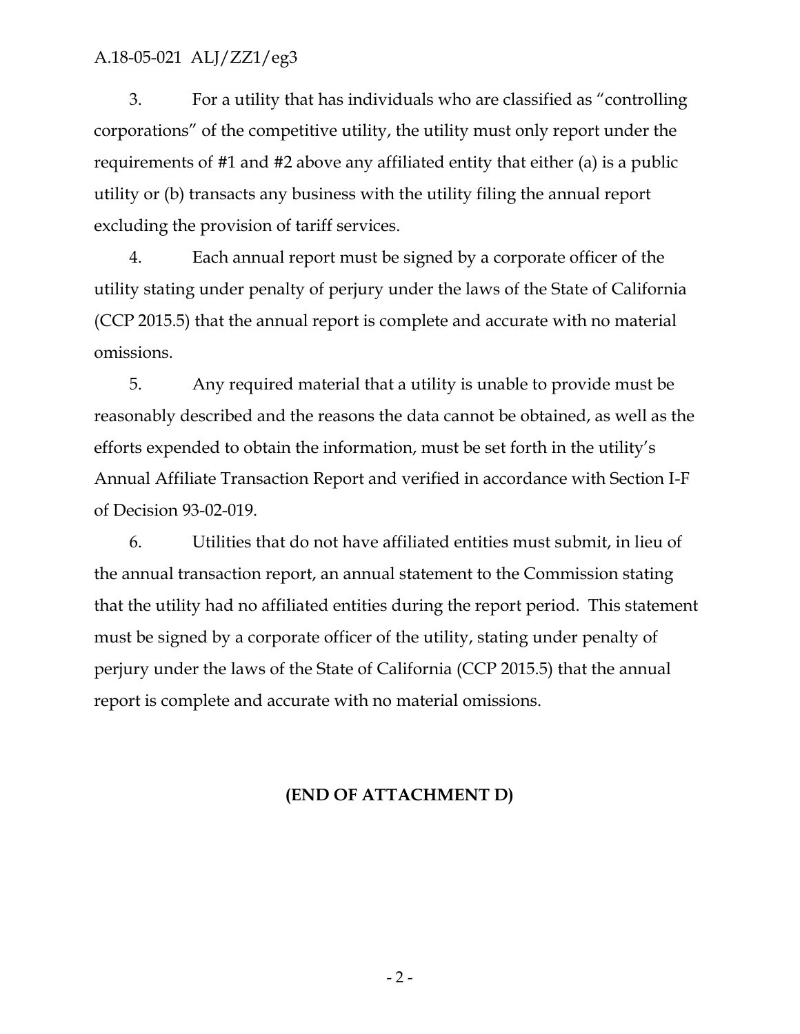3. For a utility that has individuals who are classified as "controlling corporations" of the competitive utility, the utility must only report under the requirements of #1 and #2 above any affiliated entity that either (a) is a public utility or (b) transacts any business with the utility filing the annual report excluding the provision of tariff services.

4. Each annual report must be signed by a corporate officer of the utility stating under penalty of perjury under the laws of the State of California (CCP 2015.5) that the annual report is complete and accurate with no material omissions.

5. Any required material that a utility is unable to provide must be reasonably described and the reasons the data cannot be obtained, as well as the efforts expended to obtain the information, must be set forth in the utility's Annual Affiliate Transaction Report and verified in accordance with Section I-F of Decision 93-02-019.

6. Utilities that do not have affiliated entities must submit, in lieu of the annual transaction report, an annual statement to the Commission stating that the utility had no affiliated entities during the report period. This statement must be signed by a corporate officer of the utility, stating under penalty of perjury under the laws of the State of California (CCP 2015.5) that the annual report is complete and accurate with no material omissions.

**(END OF ATTACHMENT D)**